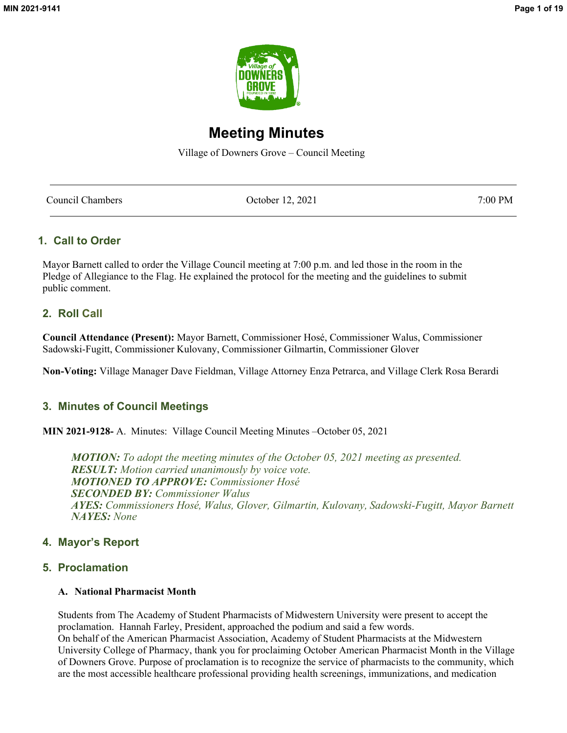# Meeting Minutes

Village of Downers Grove – Council Meeting

| Council Chambers | October 12, 2021 | 7:00 PM |
|---|---|---|

## 1. Call to Order

Mayor Barnett called to order the Village Council meeting at 7:00 p.m. and led those in the room in the Pledge of Allegiance to the Flag. He explained the protocol for the meeting and the guidelines to submit public comment.

## 2. Roll Call

**Council Attendance (Present):** Mayor Barnett, Commissioner Hosé, Commissioner Walus, Commissioner Sadowski-Fugitt, Commissioner Kulovany, Commissioner Gilmartin, Commissioner Glover

**Non-Voting:** Village Manager Dave Fieldman, Village Attorney Enza Petrarca, and Village Clerk Rosa Berardi

## 3. Minutes of Council Meetings

**MIN 2021-9128-** A. Minutes: Village Council Meeting Minutes –October 05, 2021

> ***MOTION:*** *To adopt the meeting minutes of the October 05, 2021 meeting as presented.*
> ***RESULT:*** *Motion carried unanimously by voice vote.*
> ***MOTIONED TO APPROVE:*** *Commissioner Hosé*
> ***SECONDED BY:*** *Commissioner Walus*
> ***AYES:*** *Commissioners Hosé, Walus, Glover, Gilmartin, Kulovany, Sadowski-Fugitt, Mayor Barnett*
> ***NAYES:*** *None*

## 4. Mayor's Report

## 5. Proclamation

### A. National Pharmacist Month

Students from The Academy of Student Pharmacists of Midwestern University were present to accept the proclamation. Hannah Farley, President, approached the podium and said a few words.
On behalf of the American Pharmacist Association, Academy of Student Pharmacists at the Midwestern University College of Pharmacy, thank you for proclaiming October American Pharmacist Month in the Village of Downers Grove. Purpose of proclamation is to recognize the service of pharmacists to the community, which are the most accessible healthcare professional providing health screenings, immunizations, and medication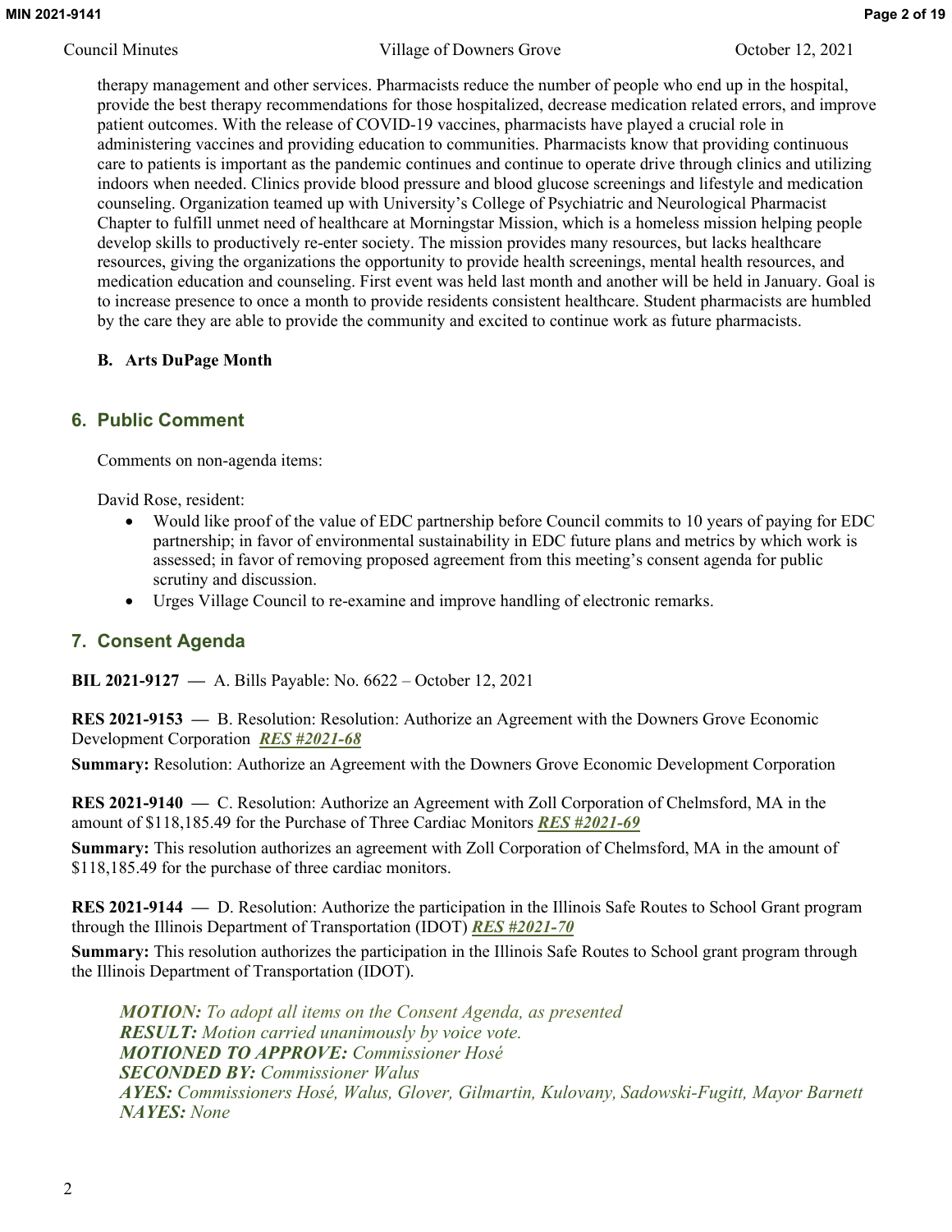therapy management and other services. Pharmacists reduce the number of people who end up in the hospital, provide the best therapy recommendations for those hospitalized, decrease medication related errors, and improve patient outcomes. With the release of COVID-19 vaccines, pharmacists have played a crucial role in administering vaccines and providing education to communities. Pharmacists know that providing continuous care to patients is important as the pandemic continues and continue to operate drive through clinics and utilizing indoors when needed. Clinics provide blood pressure and blood glucose screenings and lifestyle and medication counseling. Organization teamed up with University's College of Psychiatric and Neurological Pharmacist Chapter to fulfill unmet need of healthcare at Morningstar Mission, which is a homeless mission helping people develop skills to productively re-enter society. The mission provides many resources, but lacks healthcare resources, giving the organizations the opportunity to provide health screenings, mental health resources, and medication education and counseling. First event was held last month and another will be held in January. Goal is to increase presence to once a month to provide residents consistent healthcare. Student pharmacists are humbled by the care they are able to provide the community and excited to continue work as future pharmacists.

**B. Arts DuPage Month**

## 6. Public Comment

Comments on non-agenda items:

David Rose, resident:

- Would like proof of the value of EDC partnership before Council commits to 10 years of paying for EDC partnership; in favor of environmental sustainability in EDC future plans and metrics by which work is assessed; in favor of removing proposed agreement from this meeting's consent agenda for public scrutiny and discussion.
- Urges Village Council to re-examine and improve handling of electronic remarks.

## 7. Consent Agenda

**BIL 2021-9127 —** A. Bills Payable: No. 6622 – October 12, 2021

**RES 2021-9153 —** B. Resolution: Resolution: Authorize an Agreement with the Downers Grove Economic Development Corporation ***RES #2021-68***

**Summary:** Resolution: Authorize an Agreement with the Downers Grove Economic Development Corporation

**RES 2021-9140 —** C. Resolution: Authorize an Agreement with Zoll Corporation of Chelmsford, MA in the amount of $118,185.49 for the Purchase of Three Cardiac Monitors ***RES #2021-69***

**Summary:** This resolution authorizes an agreement with Zoll Corporation of Chelmsford, MA in the amount of $118,185.49 for the purchase of three cardiac monitors.

**RES 2021-9144 —** D. Resolution: Authorize the participation in the Illinois Safe Routes to School Grant program through the Illinois Department of Transportation (IDOT) ***RES #2021-70***

**Summary:** This resolution authorizes the participation in the Illinois Safe Routes to School grant program through the Illinois Department of Transportation (IDOT).

> ***MOTION:*** *To adopt all items on the Consent Agenda, as presented*
> ***RESULT:*** *Motion carried unanimously by voice vote.*
> ***MOTIONED TO APPROVE:*** *Commissioner Hosé*
> ***SECONDED BY:*** *Commissioner Walus*
> ***AYES:*** *Commissioners Hosé, Walus, Glover, Gilmartin, Kulovany, Sadowski-Fugitt, Mayor Barnett*
> ***NAYES:*** *None*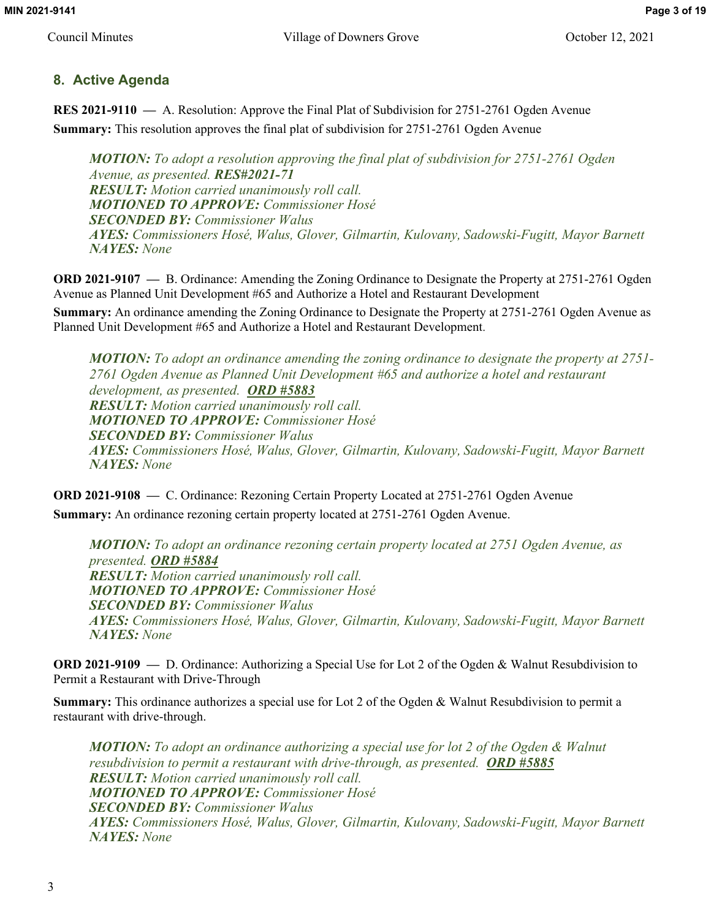## 8. Active Agenda

**RES 2021-9110 —** A. Resolution: Approve the Final Plat of Subdivision for 2751-2761 Ogden Avenue

**Summary:** This resolution approves the final plat of subdivision for 2751-2761 Ogden Avenue

> ***MOTION:*** *To adopt a resolution approving the final plat of subdivision for 2751-2761 Ogden Avenue, as presented.* ***RES#2021-71***
> ***RESULT:*** *Motion carried unanimously roll call.*
> ***MOTIONED TO APPROVE:*** *Commissioner Hosé*
> ***SECONDED BY:*** *Commissioner Walus*
> ***AYES:*** *Commissioners Hosé, Walus, Glover, Gilmartin, Kulovany, Sadowski-Fugitt, Mayor Barnett*
> ***NAYES:*** *None*

**ORD 2021-9107 —** B. Ordinance: Amending the Zoning Ordinance to Designate the Property at 2751-2761 Ogden Avenue as Planned Unit Development #65 and Authorize a Hotel and Restaurant Development

**Summary:** An ordinance amending the Zoning Ordinance to Designate the Property at 2751-2761 Ogden Avenue as Planned Unit Development #65 and Authorize a Hotel and Restaurant Development.

> ***MOTION:*** *To adopt an ordinance amending the zoning ordinance to designate the property at 2751-2761 Ogden Avenue as Planned Unit Development #65 and authorize a hotel and restaurant development, as presented.* ***ORD #5883***
> ***RESULT:*** *Motion carried unanimously roll call.*
> ***MOTIONED TO APPROVE:*** *Commissioner Hosé*
> ***SECONDED BY:*** *Commissioner Walus*
> ***AYES:*** *Commissioners Hosé, Walus, Glover, Gilmartin, Kulovany, Sadowski-Fugitt, Mayor Barnett*
> ***NAYES:*** *None*

**ORD 2021-9108 —** C. Ordinance: Rezoning Certain Property Located at 2751-2761 Ogden Avenue

**Summary:** An ordinance rezoning certain property located at 2751-2761 Ogden Avenue.

> ***MOTION:*** *To adopt an ordinance rezoning certain property located at 2751 Ogden Avenue, as presented.* ***ORD #5884***
> ***RESULT:*** *Motion carried unanimously roll call.*
> ***MOTIONED TO APPROVE:*** *Commissioner Hosé*
> ***SECONDED BY:*** *Commissioner Walus*
> ***AYES:*** *Commissioners Hosé, Walus, Glover, Gilmartin, Kulovany, Sadowski-Fugitt, Mayor Barnett*
> ***NAYES:*** *None*

**ORD 2021-9109 —** D. Ordinance: Authorizing a Special Use for Lot 2 of the Ogden & Walnut Resubdivision to Permit a Restaurant with Drive-Through

**Summary:** This ordinance authorizes a special use for Lot 2 of the Ogden & Walnut Resubdivision to permit a restaurant with drive-through.

> ***MOTION:*** *To adopt an ordinance authorizing a special use for lot 2 of the Ogden & Walnut resubdivision to permit a restaurant with drive-through, as presented.* ***ORD #5885***
> ***RESULT:*** *Motion carried unanimously roll call.*
> ***MOTIONED TO APPROVE:*** *Commissioner Hosé*
> ***SECONDED BY:*** *Commissioner Walus*
> ***AYES:*** *Commissioners Hosé, Walus, Glover, Gilmartin, Kulovany, Sadowski-Fugitt, Mayor Barnett*
> ***NAYES:*** *None*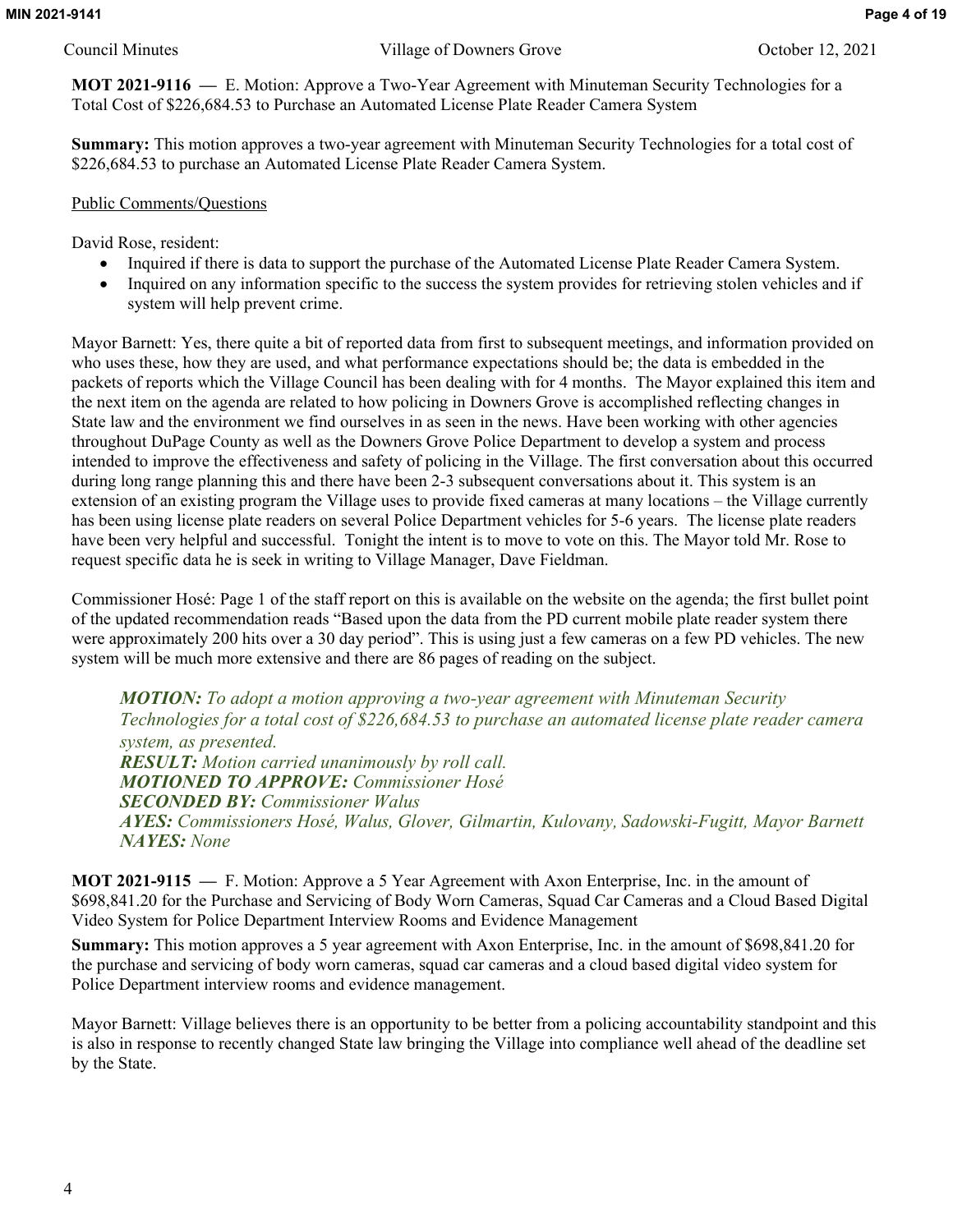**MOT 2021-9116 —** E. Motion: Approve a Two-Year Agreement with Minuteman Security Technologies for a Total Cost of $226,684.53 to Purchase an Automated License Plate Reader Camera System

**Summary:** This motion approves a two-year agreement with Minuteman Security Technologies for a total cost of $226,684.53 to purchase an Automated License Plate Reader Camera System.

Public Comments/Questions

David Rose, resident:

- Inquired if there is data to support the purchase of the Automated License Plate Reader Camera System.
- Inquired on any information specific to the success the system provides for retrieving stolen vehicles and if system will help prevent crime.

Mayor Barnett: Yes, there quite a bit of reported data from first to subsequent meetings, and information provided on who uses these, how they are used, and what performance expectations should be; the data is embedded in the packets of reports which the Village Council has been dealing with for 4 months. The Mayor explained this item and the next item on the agenda are related to how policing in Downers Grove is accomplished reflecting changes in State law and the environment we find ourselves in as seen in the news. Have been working with other agencies throughout DuPage County as well as the Downers Grove Police Department to develop a system and process intended to improve the effectiveness and safety of policing in the Village. The first conversation about this occurred during long range planning this and there have been 2-3 subsequent conversations about it. This system is an extension of an existing program the Village uses to provide fixed cameras at many locations – the Village currently has been using license plate readers on several Police Department vehicles for 5-6 years. The license plate readers have been very helpful and successful. Tonight the intent is to move to vote on this. The Mayor told Mr. Rose to request specific data he is seek in writing to Village Manager, Dave Fieldman.

Commissioner Hosé: Page 1 of the staff report on this is available on the website on the agenda; the first bullet point of the updated recommendation reads "Based upon the data from the PD current mobile plate reader system there were approximately 200 hits over a 30 day period". This is using just a few cameras on a few PD vehicles. The new system will be much more extensive and there are 86 pages of reading on the subject.

> ***MOTION:*** *To adopt a motion approving a two-year agreement with Minuteman Security Technologies for a total cost of $226,684.53 to purchase an automated license plate reader camera system, as presented.*
> ***RESULT:*** *Motion carried unanimously by roll call.*
> ***MOTIONED TO APPROVE:*** *Commissioner Hosé*
> ***SECONDED BY:*** *Commissioner Walus*
> ***AYES:*** *Commissioners Hosé, Walus, Glover, Gilmartin, Kulovany, Sadowski-Fugitt, Mayor Barnett*
> ***NAYES:*** *None*

**MOT 2021-9115 —** F. Motion: Approve a 5 Year Agreement with Axon Enterprise, Inc. in the amount of $698,841.20 for the Purchase and Servicing of Body Worn Cameras, Squad Car Cameras and a Cloud Based Digital Video System for Police Department Interview Rooms and Evidence Management

**Summary:** This motion approves a 5 year agreement with Axon Enterprise, Inc. in the amount of $698,841.20 for the purchase and servicing of body worn cameras, squad car cameras and a cloud based digital video system for Police Department interview rooms and evidence management.

Mayor Barnett: Village believes there is an opportunity to be better from a policing accountability standpoint and this is also in response to recently changed State law bringing the Village into compliance well ahead of the deadline set by the State.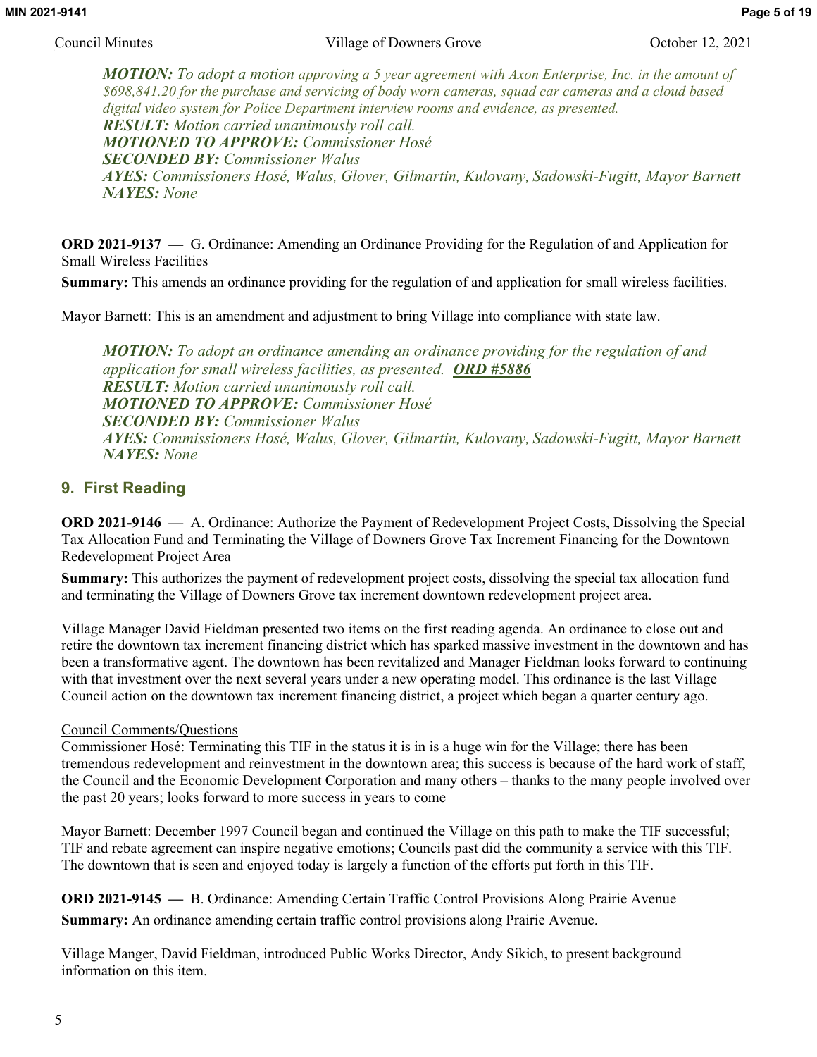*__MOTION:__ To adopt a motion approving a 5 year agreement with Axon Enterprise, Inc. in the amount of $698,841.20 for the purchase and servicing of body worn cameras, squad car cameras and a cloud based digital video system for Police Department interview rooms and evidence, as presented.*
***RESULT:** Motion carried unanimously roll call.*
***MOTIONED TO APPROVE:** Commissioner Hosé*
***SECONDED BY:** Commissioner Walus*
***AYES:** Commissioners Hosé, Walus, Glover, Gilmartin, Kulovany, Sadowski-Fugitt, Mayor Barnett*
***NAYES:** None*

**ORD 2021-9137 —** G. Ordinance: Amending an Ordinance Providing for the Regulation of and Application for Small Wireless Facilities

**Summary:** This amends an ordinance providing for the regulation of and application for small wireless facilities.

Mayor Barnett: This is an amendment and adjustment to bring Village into compliance with state law.

***MOTION:** To adopt an ordinance amending an ordinance providing for the regulation of and application for small wireless facilities, as presented. **ORD #5886***
***RESULT:** Motion carried unanimously roll call.*
***MOTIONED TO APPROVE:** Commissioner Hosé*
***SECONDED BY:** Commissioner Walus*
***AYES:** Commissioners Hosé, Walus, Glover, Gilmartin, Kulovany, Sadowski-Fugitt, Mayor Barnett*
***NAYES:** None*

## 9. First Reading

**ORD 2021-9146 —** A. Ordinance: Authorize the Payment of Redevelopment Project Costs, Dissolving the Special Tax Allocation Fund and Terminating the Village of Downers Grove Tax Increment Financing for the Downtown Redevelopment Project Area

**Summary:** This authorizes the payment of redevelopment project costs, dissolving the special tax allocation fund and terminating the Village of Downers Grove tax increment downtown redevelopment project area.

Village Manager David Fieldman presented two items on the first reading agenda. An ordinance to close out and retire the downtown tax increment financing district which has sparked massive investment in the downtown and has been a transformative agent. The downtown has been revitalized and Manager Fieldman looks forward to continuing with that investment over the next several years under a new operating model. This ordinance is the last Village Council action on the downtown tax increment financing district, a project which began a quarter century ago.

Council Comments/Questions

Commissioner Hosé: Terminating this TIF in the status it is in is a huge win for the Village; there has been tremendous redevelopment and reinvestment in the downtown area; this success is because of the hard work of staff, the Council and the Economic Development Corporation and many others – thanks to the many people involved over the past 20 years; looks forward to more success in years to come

Mayor Barnett: December 1997 Council began and continued the Village on this path to make the TIF successful; TIF and rebate agreement can inspire negative emotions; Councils past did the community a service with this TIF. The downtown that is seen and enjoyed today is largely a function of the efforts put forth in this TIF.

**ORD 2021-9145 —** B. Ordinance: Amending Certain Traffic Control Provisions Along Prairie Avenue

**Summary:** An ordinance amending certain traffic control provisions along Prairie Avenue.

Village Manger, David Fieldman, introduced Public Works Director, Andy Sikich, to present background information on this item.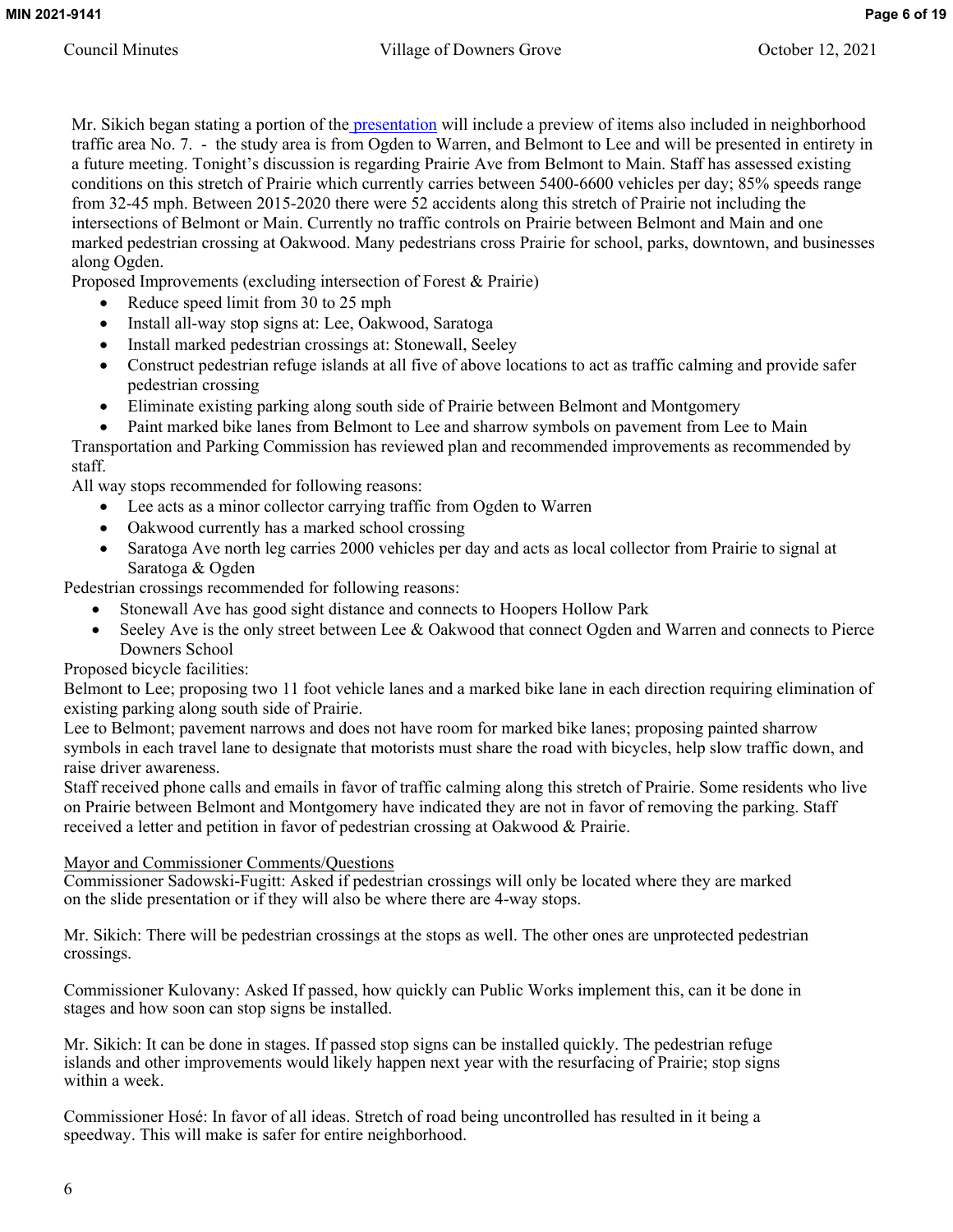Mr. Sikich began stating a portion of the presentation will include a preview of items also included in neighborhood traffic area No. 7. - the study area is from Ogden to Warren, and Belmont to Lee and will be presented in entirety in a future meeting. Tonight's discussion is regarding Prairie Ave from Belmont to Main. Staff has assessed existing conditions on this stretch of Prairie which currently carries between 5400-6600 vehicles per day; 85% speeds range from 32-45 mph. Between 2015-2020 there were 52 accidents along this stretch of Prairie not including the intersections of Belmont or Main. Currently no traffic controls on Prairie between Belmont and Main and one marked pedestrian crossing at Oakwood. Many pedestrians cross Prairie for school, parks, downtown, and businesses along Ogden.

Proposed Improvements (excluding intersection of Forest & Prairie)

- Reduce speed limit from 30 to 25 mph
- Install all-way stop signs at: Lee, Oakwood, Saratoga
- Install marked pedestrian crossings at: Stonewall, Seeley
- Construct pedestrian refuge islands at all five of above locations to act as traffic calming and provide safer pedestrian crossing
- Eliminate existing parking along south side of Prairie between Belmont and Montgomery
- Paint marked bike lanes from Belmont to Lee and sharrow symbols on pavement from Lee to Main

Transportation and Parking Commission has reviewed plan and recommended improvements as recommended by staff.

All way stops recommended for following reasons:

- Lee acts as a minor collector carrying traffic from Ogden to Warren
- Oakwood currently has a marked school crossing
- Saratoga Ave north leg carries 2000 vehicles per day and acts as local collector from Prairie to signal at Saratoga & Ogden

Pedestrian crossings recommended for following reasons:

- Stonewall Ave has good sight distance and connects to Hoopers Hollow Park
- Seeley Ave is the only street between Lee & Oakwood that connect Ogden and Warren and connects to Pierce Downers School

Proposed bicycle facilities:

Belmont to Lee; proposing two 11 foot vehicle lanes and a marked bike lane in each direction requiring elimination of existing parking along south side of Prairie.

Lee to Belmont; pavement narrows and does not have room for marked bike lanes; proposing painted sharrow symbols in each travel lane to designate that motorists must share the road with bicycles, help slow traffic down, and raise driver awareness.

Staff received phone calls and emails in favor of traffic calming along this stretch of Prairie. Some residents who live on Prairie between Belmont and Montgomery have indicated they are not in favor of removing the parking. Staff received a letter and petition in favor of pedestrian crossing at Oakwood & Prairie.

Mayor and Commissioner Comments/Questions

Commissioner Sadowski-Fugitt: Asked if pedestrian crossings will only be located where they are marked on the slide presentation or if they will also be where there are 4-way stops.

Mr. Sikich: There will be pedestrian crossings at the stops as well. The other ones are unprotected pedestrian crossings.

Commissioner Kulovany: Asked If passed, how quickly can Public Works implement this, can it be done in stages and how soon can stop signs be installed.

Mr. Sikich: It can be done in stages. If passed stop signs can be installed quickly. The pedestrian refuge islands and other improvements would likely happen next year with the resurfacing of Prairie; stop signs within a week.

Commissioner Hosé: In favor of all ideas. Stretch of road being uncontrolled has resulted in it being a speedway. This will make is safer for entire neighborhood.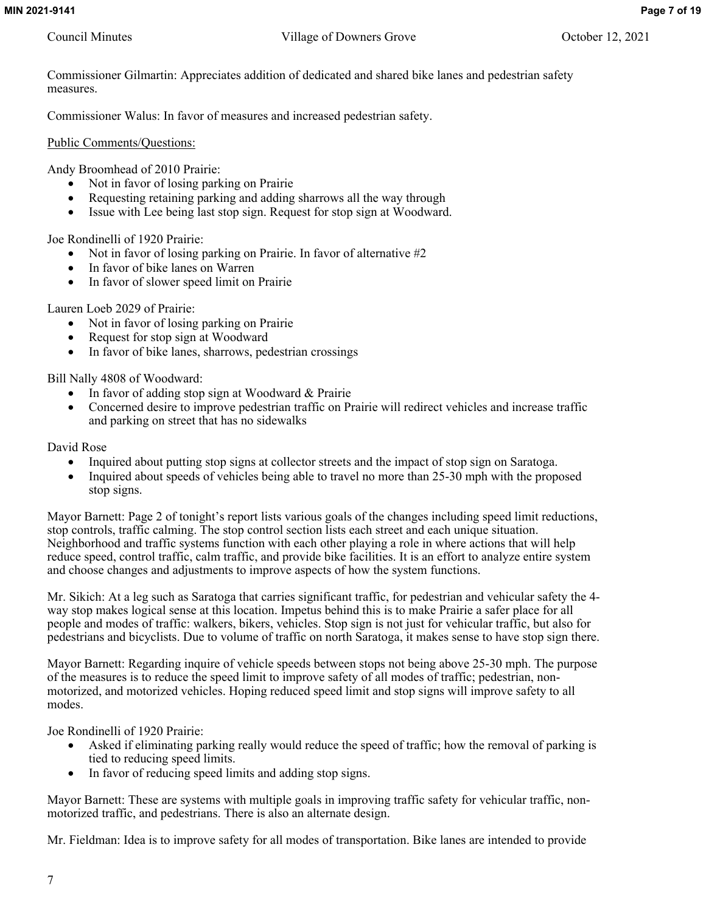Commissioner Gilmartin: Appreciates addition of dedicated and shared bike lanes and pedestrian safety measures.

Commissioner Walus: In favor of measures and increased pedestrian safety.

Public Comments/Questions:

Andy Broomhead of 2010 Prairie:

- Not in favor of losing parking on Prairie
- Requesting retaining parking and adding sharrows all the way through
- Issue with Lee being last stop sign. Request for stop sign at Woodward.

Joe Rondinelli of 1920 Prairie:

- Not in favor of losing parking on Prairie. In favor of alternative #2
- In favor of bike lanes on Warren
- In favor of slower speed limit on Prairie

Lauren Loeb 2029 of Prairie:

- Not in favor of losing parking on Prairie
- Request for stop sign at Woodward
- In favor of bike lanes, sharrows, pedestrian crossings

Bill Nally 4808 of Woodward:

- In favor of adding stop sign at Woodward & Prairie
- Concerned desire to improve pedestrian traffic on Prairie will redirect vehicles and increase traffic and parking on street that has no sidewalks

David Rose

- Inquired about putting stop signs at collector streets and the impact of stop sign on Saratoga.
- Inquired about speeds of vehicles being able to travel no more than 25-30 mph with the proposed stop signs.

Mayor Barnett: Page 2 of tonight's report lists various goals of the changes including speed limit reductions, stop controls, traffic calming. The stop control section lists each street and each unique situation. Neighborhood and traffic systems function with each other playing a role in where actions that will help reduce speed, control traffic, calm traffic, and provide bike facilities. It is an effort to analyze entire system and choose changes and adjustments to improve aspects of how the system functions.

Mr. Sikich: At a leg such as Saratoga that carries significant traffic, for pedestrian and vehicular safety the 4-way stop makes logical sense at this location. Impetus behind this is to make Prairie a safer place for all people and modes of traffic: walkers, bikers, vehicles. Stop sign is not just for vehicular traffic, but also for pedestrians and bicyclists. Due to volume of traffic on north Saratoga, it makes sense to have stop sign there.

Mayor Barnett: Regarding inquire of vehicle speeds between stops not being above 25-30 mph. The purpose of the measures is to reduce the speed limit to improve safety of all modes of traffic; pedestrian, non-motorized, and motorized vehicles. Hoping reduced speed limit and stop signs will improve safety to all modes.

Joe Rondinelli of 1920 Prairie:

- Asked if eliminating parking really would reduce the speed of traffic; how the removal of parking is tied to reducing speed limits.
- In favor of reducing speed limits and adding stop signs.

Mayor Barnett: These are systems with multiple goals in improving traffic safety for vehicular traffic, non-motorized traffic, and pedestrians. There is also an alternate design.

Mr. Fieldman: Idea is to improve safety for all modes of transportation. Bike lanes are intended to provide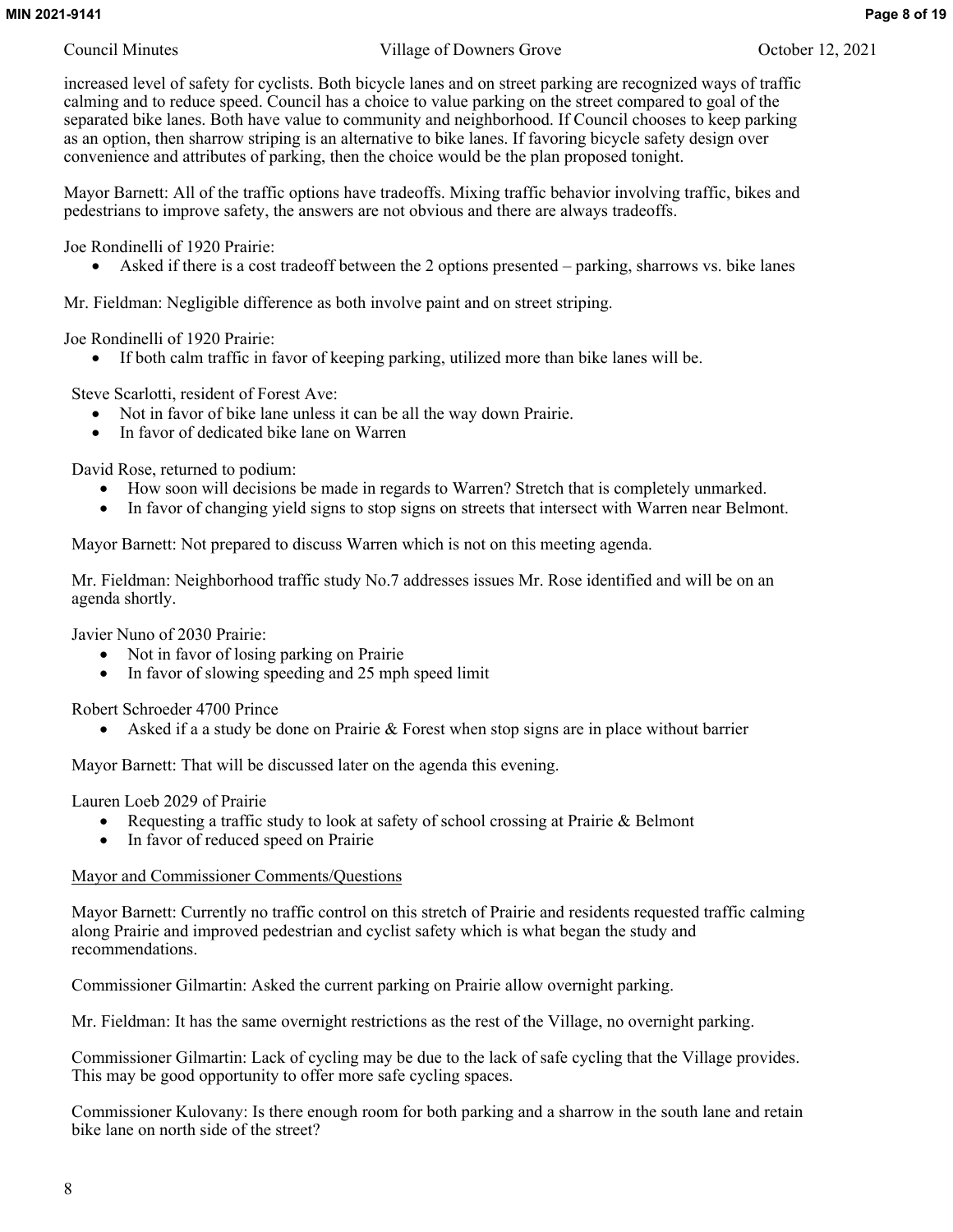increased level of safety for cyclists. Both bicycle lanes and on street parking are recognized ways of traffic calming and to reduce speed. Council has a choice to value parking on the street compared to goal of the separated bike lanes. Both have value to community and neighborhood. If Council chooses to keep parking as an option, then sharrow striping is an alternative to bike lanes. If favoring bicycle safety design over convenience and attributes of parking, then the choice would be the plan proposed tonight.

Mayor Barnett: All of the traffic options have tradeoffs. Mixing traffic behavior involving traffic, bikes and pedestrians to improve safety, the answers are not obvious and there are always tradeoffs.

Joe Rondinelli of 1920 Prairie:

- Asked if there is a cost tradeoff between the 2 options presented – parking, sharrows vs. bike lanes

Mr. Fieldman: Negligible difference as both involve paint and on street striping.

Joe Rondinelli of 1920 Prairie:

- If both calm traffic in favor of keeping parking, utilized more than bike lanes will be.

Steve Scarlotti, resident of Forest Ave:

- Not in favor of bike lane unless it can be all the way down Prairie.
- In favor of dedicated bike lane on Warren

David Rose, returned to podium:

- How soon will decisions be made in regards to Warren? Stretch that is completely unmarked.
- In favor of changing yield signs to stop signs on streets that intersect with Warren near Belmont.

Mayor Barnett: Not prepared to discuss Warren which is not on this meeting agenda.

Mr. Fieldman: Neighborhood traffic study No.7 addresses issues Mr. Rose identified and will be on an agenda shortly.

Javier Nuno of 2030 Prairie:

- Not in favor of losing parking on Prairie
- In favor of slowing speeding and 25 mph speed limit

Robert Schroeder 4700 Prince

- Asked if a a study be done on Prairie & Forest when stop signs are in place without barrier

Mayor Barnett: That will be discussed later on the agenda this evening.

Lauren Loeb 2029 of Prairie

- Requesting a traffic study to look at safety of school crossing at Prairie & Belmont
- In favor of reduced speed on Prairie

Mayor and Commissioner Comments/Questions

Mayor Barnett: Currently no traffic control on this stretch of Prairie and residents requested traffic calming along Prairie and improved pedestrian and cyclist safety which is what began the study and recommendations.

Commissioner Gilmartin: Asked the current parking on Prairie allow overnight parking.

Mr. Fieldman: It has the same overnight restrictions as the rest of the Village, no overnight parking.

Commissioner Gilmartin: Lack of cycling may be due to the lack of safe cycling that the Village provides. This may be good opportunity to offer more safe cycling spaces.

Commissioner Kulovany: Is there enough room for both parking and a sharrow in the south lane and retain bike lane on north side of the street?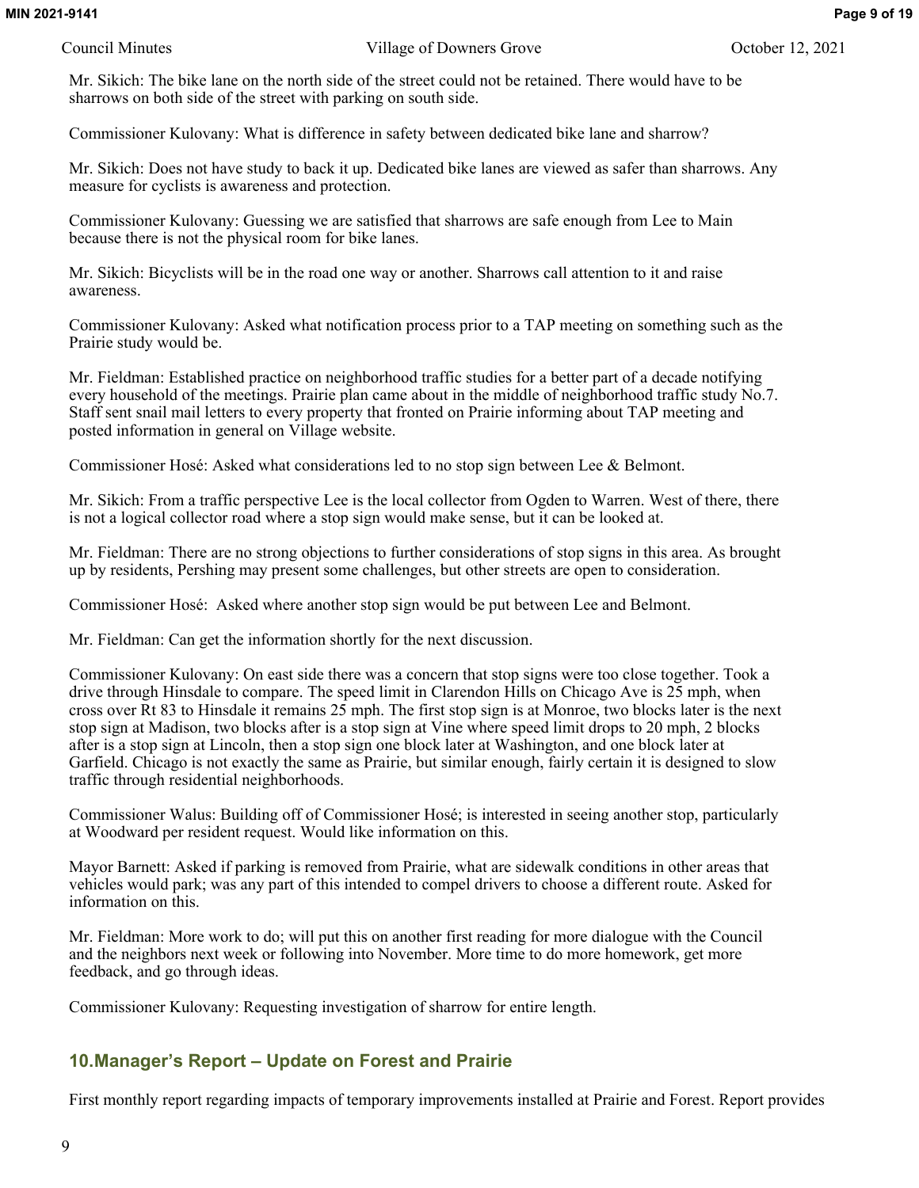Mr. Sikich: The bike lane on the north side of the street could not be retained. There would have to be sharrows on both side of the street with parking on south side.

Commissioner Kulovany: What is difference in safety between dedicated bike lane and sharrow?

Mr. Sikich: Does not have study to back it up. Dedicated bike lanes are viewed as safer than sharrows. Any measure for cyclists is awareness and protection.

Commissioner Kulovany: Guessing we are satisfied that sharrows are safe enough from Lee to Main because there is not the physical room for bike lanes.

Mr. Sikich: Bicyclists will be in the road one way or another. Sharrows call attention to it and raise awareness.

Commissioner Kulovany: Asked what notification process prior to a TAP meeting on something such as the Prairie study would be.

Mr. Fieldman: Established practice on neighborhood traffic studies for a better part of a decade notifying every household of the meetings. Prairie plan came about in the middle of neighborhood traffic study No.7. Staff sent snail mail letters to every property that fronted on Prairie informing about TAP meeting and posted information in general on Village website.

Commissioner Hosé: Asked what considerations led to no stop sign between Lee & Belmont.

Mr. Sikich: From a traffic perspective Lee is the local collector from Ogden to Warren. West of there, there is not a logical collector road where a stop sign would make sense, but it can be looked at.

Mr. Fieldman: There are no strong objections to further considerations of stop signs in this area. As brought up by residents, Pershing may present some challenges, but other streets are open to consideration.

Commissioner Hosé: Asked where another stop sign would be put between Lee and Belmont.

Mr. Fieldman: Can get the information shortly for the next discussion.

Commissioner Kulovany: On east side there was a concern that stop signs were too close together. Took a drive through Hinsdale to compare. The speed limit in Clarendon Hills on Chicago Ave is 25 mph, when cross over Rt 83 to Hinsdale it remains 25 mph. The first stop sign is at Monroe, two blocks later is the next stop sign at Madison, two blocks after is a stop sign at Vine where speed limit drops to 20 mph, 2 blocks after is a stop sign at Lincoln, then a stop sign one block later at Washington, and one block later at Garfield. Chicago is not exactly the same as Prairie, but similar enough, fairly certain it is designed to slow traffic through residential neighborhoods.

Commissioner Walus: Building off of Commissioner Hosé; is interested in seeing another stop, particularly at Woodward per resident request. Would like information on this.

Mayor Barnett: Asked if parking is removed from Prairie, what are sidewalk conditions in other areas that vehicles would park; was any part of this intended to compel drivers to choose a different route. Asked for information on this.

Mr. Fieldman: More work to do; will put this on another first reading for more dialogue with the Council and the neighbors next week or following into November. More time to do more homework, get more feedback, and go through ideas.

Commissioner Kulovany: Requesting investigation of sharrow for entire length.

## 10.Manager's Report – Update on Forest and Prairie

First monthly report regarding impacts of temporary improvements installed at Prairie and Forest. Report provides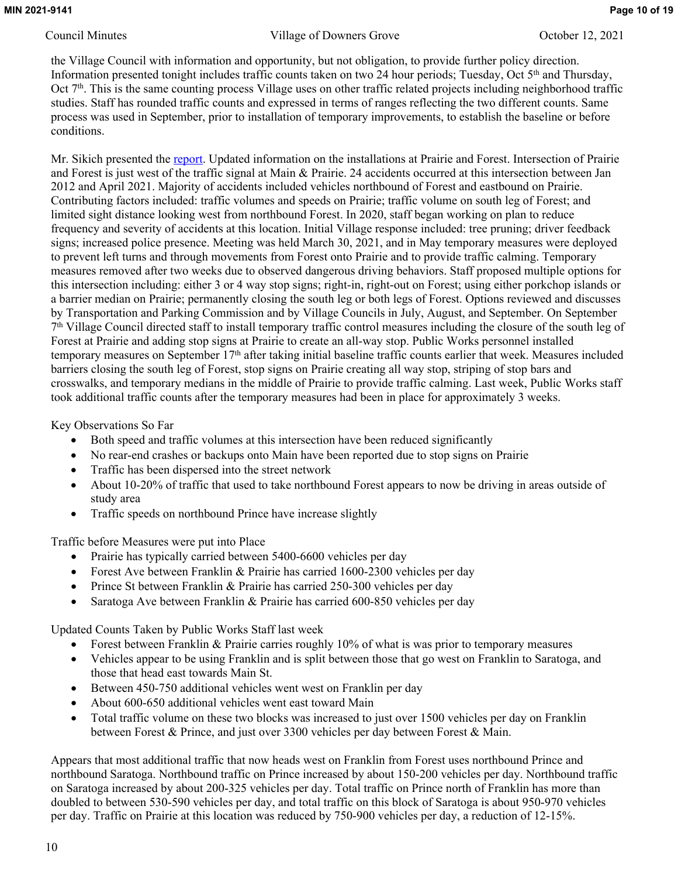the Village Council with information and opportunity, but not obligation, to provide further policy direction. Information presented tonight includes traffic counts taken on two 24 hour periods; Tuesday, Oct 5th and Thursday, Oct 7th. This is the same counting process Village uses on other traffic related projects including neighborhood traffic studies. Staff has rounded traffic counts and expressed in terms of ranges reflecting the two different counts. Same process was used in September, prior to installation of temporary improvements, to establish the baseline or before conditions.

Mr. Sikich presented the [report](). Updated information on the installations at Prairie and Forest. Intersection of Prairie and Forest is just west of the traffic signal at Main & Prairie. 24 accidents occurred at this intersection between Jan 2012 and April 2021. Majority of accidents included vehicles northbound of Forest and eastbound on Prairie. Contributing factors included: traffic volumes and speeds on Prairie; traffic volume on south leg of Forest; and limited sight distance looking west from northbound Forest. In 2020, staff began working on plan to reduce frequency and severity of accidents at this location. Initial Village response included: tree pruning; driver feedback signs; increased police presence. Meeting was held March 30, 2021, and in May temporary measures were deployed to prevent left turns and through movements from Forest onto Prairie and to provide traffic calming. Temporary measures removed after two weeks due to observed dangerous driving behaviors. Staff proposed multiple options for this intersection including: either 3 or 4 way stop signs; right-in, right-out on Forest; using either porkchop islands or a barrier median on Prairie; permanently closing the south leg or both legs of Forest. Options reviewed and discusses by Transportation and Parking Commission and by Village Councils in July, August, and September. On September 7th Village Council directed staff to install temporary traffic control measures including the closure of the south leg of Forest at Prairie and adding stop signs at Prairie to create an all-way stop. Public Works personnel installed temporary measures on September 17th after taking initial baseline traffic counts earlier that week. Measures included barriers closing the south leg of Forest, stop signs on Prairie creating all way stop, striping of stop bars and crosswalks, and temporary medians in the middle of Prairie to provide traffic calming. Last week, Public Works staff took additional traffic counts after the temporary measures had been in place for approximately 3 weeks.

Key Observations So Far

- Both speed and traffic volumes at this intersection have been reduced significantly
- No rear-end crashes or backups onto Main have been reported due to stop signs on Prairie
- Traffic has been dispersed into the street network
- About 10-20% of traffic that used to take northbound Forest appears to now be driving in areas outside of study area
- Traffic speeds on northbound Prince have increase slightly

Traffic before Measures were put into Place

- Prairie has typically carried between 5400-6600 vehicles per day
- Forest Ave between Franklin & Prairie has carried 1600-2300 vehicles per day
- Prince St between Franklin & Prairie has carried 250-300 vehicles per day
- Saratoga Ave between Franklin & Prairie has carried 600-850 vehicles per day

Updated Counts Taken by Public Works Staff last week

- Forest between Franklin & Prairie carries roughly 10% of what is was prior to temporary measures
- Vehicles appear to be using Franklin and is split between those that go west on Franklin to Saratoga, and those that head east towards Main St.
- Between 450-750 additional vehicles went west on Franklin per day
- About 600-650 additional vehicles went east toward Main
- Total traffic volume on these two blocks was increased to just over 1500 vehicles per day on Franklin between Forest & Prince, and just over 3300 vehicles per day between Forest & Main.

Appears that most additional traffic that now heads west on Franklin from Forest uses northbound Prince and northbound Saratoga. Northbound traffic on Prince increased by about 150-200 vehicles per day. Northbound traffic on Saratoga increased by about 200-325 vehicles per day. Total traffic on Prince north of Franklin has more than doubled to between 530-590 vehicles per day, and total traffic on this block of Saratoga is about 950-970 vehicles per day. Traffic on Prairie at this location was reduced by 750-900 vehicles per day, a reduction of 12-15%.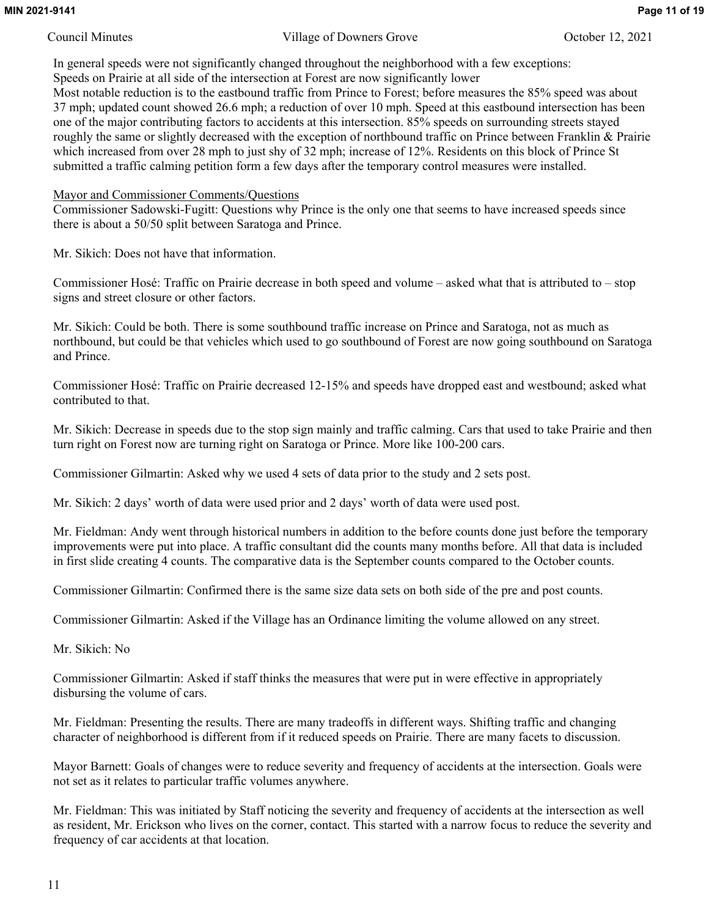In general speeds were not significantly changed throughout the neighborhood with a few exceptions:
Speeds on Prairie at all side of the intersection at Forest are now significantly lower
Most notable reduction is to the eastbound traffic from Prince to Forest; before measures the 85% speed was about 37 mph; updated count showed 26.6 mph; a reduction of over 10 mph. Speed at this eastbound intersection has been one of the major contributing factors to accidents at this intersection. 85% speeds on surrounding streets stayed roughly the same or slightly decreased with the exception of northbound traffic on Prince between Franklin & Prairie which increased from over 28 mph to just shy of 32 mph; increase of 12%. Residents on this block of Prince St submitted a traffic calming petition form a few days after the temporary control measures were installed.

Mayor and Commissioner Comments/Questions

Commissioner Sadowski-Fugitt: Questions why Prince is the only one that seems to have increased speeds since there is about a 50/50 split between Saratoga and Prince.

Mr. Sikich: Does not have that information.

Commissioner Hosé: Traffic on Prairie decrease in both speed and volume – asked what that is attributed to – stop signs and street closure or other factors.

Mr. Sikich: Could be both. There is some southbound traffic increase on Prince and Saratoga, not as much as northbound, but could be that vehicles which used to go southbound of Forest are now going southbound on Saratoga and Prince.

Commissioner Hosé: Traffic on Prairie decreased 12-15% and speeds have dropped east and westbound; asked what contributed to that.

Mr. Sikich: Decrease in speeds due to the stop sign mainly and traffic calming. Cars that used to take Prairie and then turn right on Forest now are turning right on Saratoga or Prince. More like 100-200 cars.

Commissioner Gilmartin: Asked why we used 4 sets of data prior to the study and 2 sets post.

Mr. Sikich: 2 days' worth of data were used prior and 2 days' worth of data were used post.

Mr. Fieldman: Andy went through historical numbers in addition to the before counts done just before the temporary improvements were put into place. A traffic consultant did the counts many months before. All that data is included in first slide creating 4 counts. The comparative data is the September counts compared to the October counts.

Commissioner Gilmartin: Confirmed there is the same size data sets on both side of the pre and post counts.

Commissioner Gilmartin: Asked if the Village has an Ordinance limiting the volume allowed on any street.

Mr. Sikich: No

Commissioner Gilmartin: Asked if staff thinks the measures that were put in were effective in appropriately disbursing the volume of cars.

Mr. Fieldman: Presenting the results. There are many tradeoffs in different ways. Shifting traffic and changing character of neighborhood is different from if it reduced speeds on Prairie. There are many facets to discussion.

Mayor Barnett: Goals of changes were to reduce severity and frequency of accidents at the intersection. Goals were not set as it relates to particular traffic volumes anywhere.

Mr. Fieldman: This was initiated by Staff noticing the severity and frequency of accidents at the intersection as well as resident, Mr. Erickson who lives on the corner, contact. This started with a narrow focus to reduce the severity and frequency of car accidents at that location.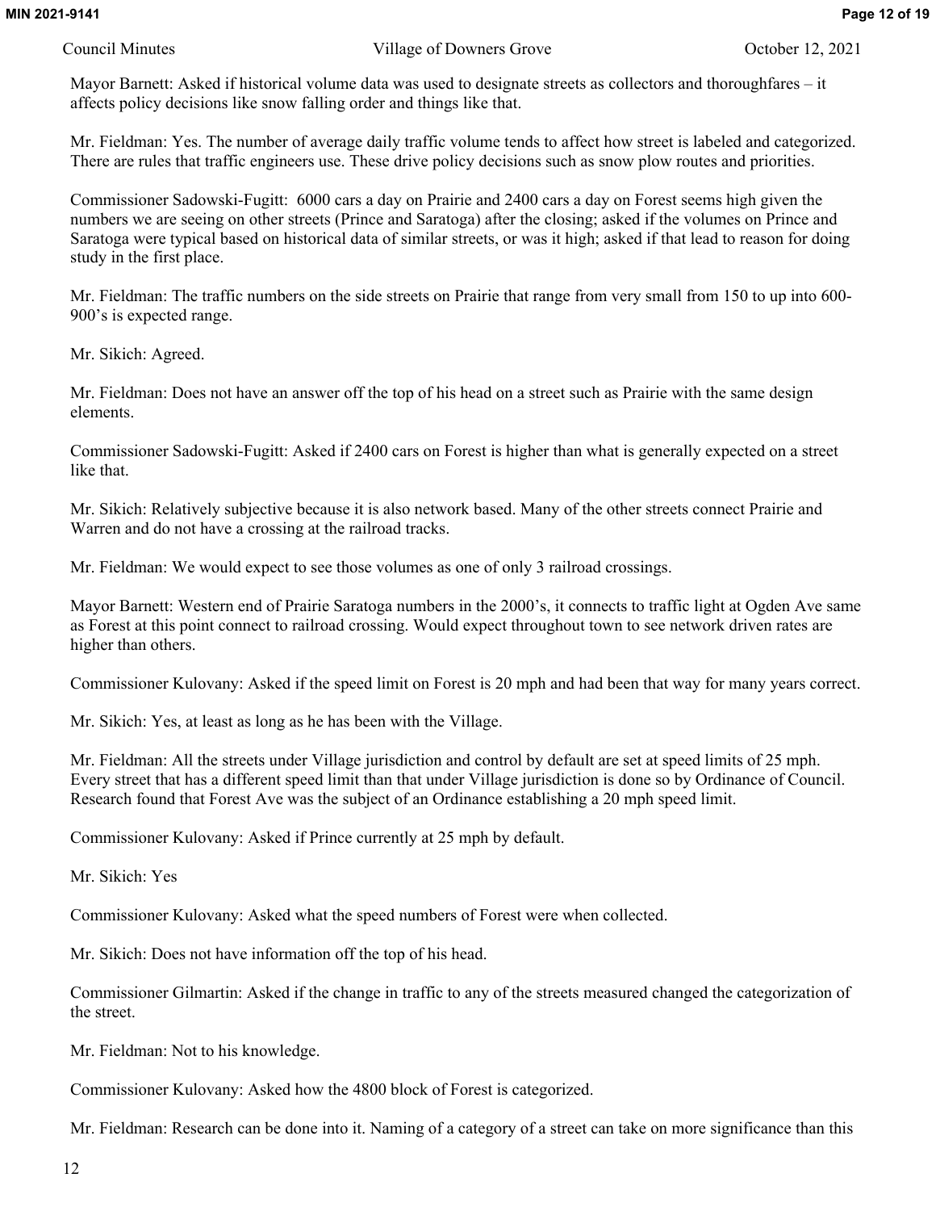Mayor Barnett: Asked if historical volume data was used to designate streets as collectors and thoroughfares – it affects policy decisions like snow falling order and things like that.

Mr. Fieldman: Yes. The number of average daily traffic volume tends to affect how street is labeled and categorized. There are rules that traffic engineers use. These drive policy decisions such as snow plow routes and priorities.

Commissioner Sadowski-Fugitt: 6000 cars a day on Prairie and 2400 cars a day on Forest seems high given the numbers we are seeing on other streets (Prince and Saratoga) after the closing; asked if the volumes on Prince and Saratoga were typical based on historical data of similar streets, or was it high; asked if that lead to reason for doing study in the first place.

Mr. Fieldman: The traffic numbers on the side streets on Prairie that range from very small from 150 to up into 600-900's is expected range.

Mr. Sikich: Agreed.

Mr. Fieldman: Does not have an answer off the top of his head on a street such as Prairie with the same design elements.

Commissioner Sadowski-Fugitt: Asked if 2400 cars on Forest is higher than what is generally expected on a street like that.

Mr. Sikich: Relatively subjective because it is also network based. Many of the other streets connect Prairie and Warren and do not have a crossing at the railroad tracks.

Mr. Fieldman: We would expect to see those volumes as one of only 3 railroad crossings.

Mayor Barnett: Western end of Prairie Saratoga numbers in the 2000's, it connects to traffic light at Ogden Ave same as Forest at this point connect to railroad crossing. Would expect throughout town to see network driven rates are higher than others.

Commissioner Kulovany: Asked if the speed limit on Forest is 20 mph and had been that way for many years correct.

Mr. Sikich: Yes, at least as long as he has been with the Village.

Mr. Fieldman: All the streets under Village jurisdiction and control by default are set at speed limits of 25 mph. Every street that has a different speed limit than that under Village jurisdiction is done so by Ordinance of Council. Research found that Forest Ave was the subject of an Ordinance establishing a 20 mph speed limit.

Commissioner Kulovany: Asked if Prince currently at 25 mph by default.

Mr. Sikich: Yes

Commissioner Kulovany: Asked what the speed numbers of Forest were when collected.

Mr. Sikich: Does not have information off the top of his head.

Commissioner Gilmartin: Asked if the change in traffic to any of the streets measured changed the categorization of the street.

Mr. Fieldman: Not to his knowledge.

Commissioner Kulovany: Asked how the 4800 block of Forest is categorized.

Mr. Fieldman: Research can be done into it. Naming of a category of a street can take on more significance than this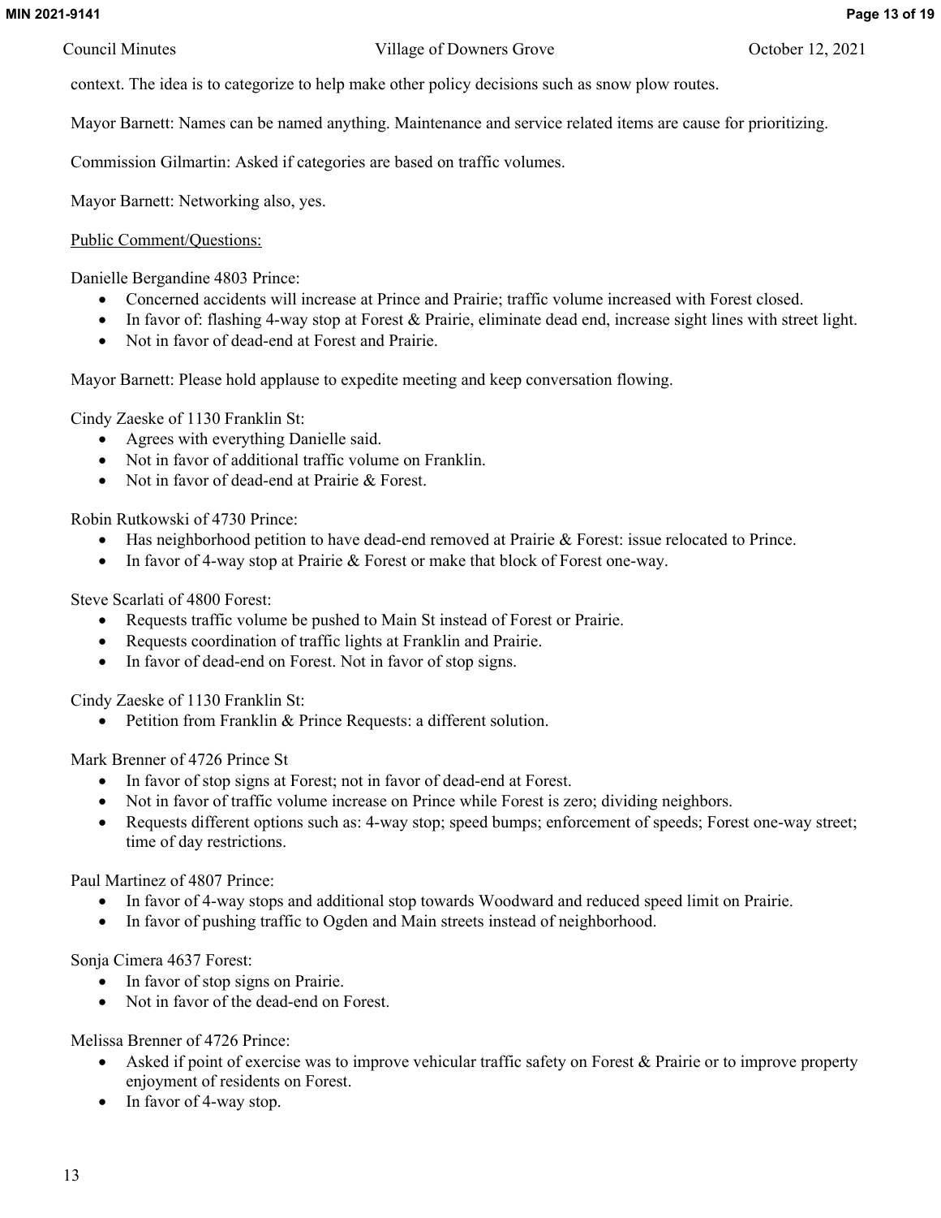context. The idea is to categorize to help make other policy decisions such as snow plow routes.

Mayor Barnett: Names can be named anything. Maintenance and service related items are cause for prioritizing.

Commission Gilmartin: Asked if categories are based on traffic volumes.

Mayor Barnett: Networking also, yes.

<u>Public Comment/Questions:</u>

Danielle Bergandine 4803 Prince:

- Concerned accidents will increase at Prince and Prairie; traffic volume increased with Forest closed.
- In favor of: flashing 4-way stop at Forest & Prairie, eliminate dead end, increase sight lines with street light.
- Not in favor of dead-end at Forest and Prairie.

Mayor Barnett: Please hold applause to expedite meeting and keep conversation flowing.

Cindy Zaeske of 1130 Franklin St:

- Agrees with everything Danielle said.
- Not in favor of additional traffic volume on Franklin.
- Not in favor of dead-end at Prairie & Forest.

Robin Rutkowski of 4730 Prince:

- Has neighborhood petition to have dead-end removed at Prairie & Forest: issue relocated to Prince.
- In favor of 4-way stop at Prairie & Forest or make that block of Forest one-way.

Steve Scarlati of 4800 Forest:

- Requests traffic volume be pushed to Main St instead of Forest or Prairie.
- Requests coordination of traffic lights at Franklin and Prairie.
- In favor of dead-end on Forest. Not in favor of stop signs.

Cindy Zaeske of 1130 Franklin St:

- Petition from Franklin & Prince Requests: a different solution.

Mark Brenner of 4726 Prince St

- In favor of stop signs at Forest; not in favor of dead-end at Forest.
- Not in favor of traffic volume increase on Prince while Forest is zero; dividing neighbors.
- Requests different options such as: 4-way stop; speed bumps; enforcement of speeds; Forest one-way street; time of day restrictions.

Paul Martinez of 4807 Prince:

- In favor of 4-way stops and additional stop towards Woodward and reduced speed limit on Prairie.
- In favor of pushing traffic to Ogden and Main streets instead of neighborhood.

Sonja Cimera 4637 Forest:

- In favor of stop signs on Prairie.
- Not in favor of the dead-end on Forest.

Melissa Brenner of 4726 Prince:

- Asked if point of exercise was to improve vehicular traffic safety on Forest & Prairie or to improve property enjoyment of residents on Forest.
- In favor of 4-way stop.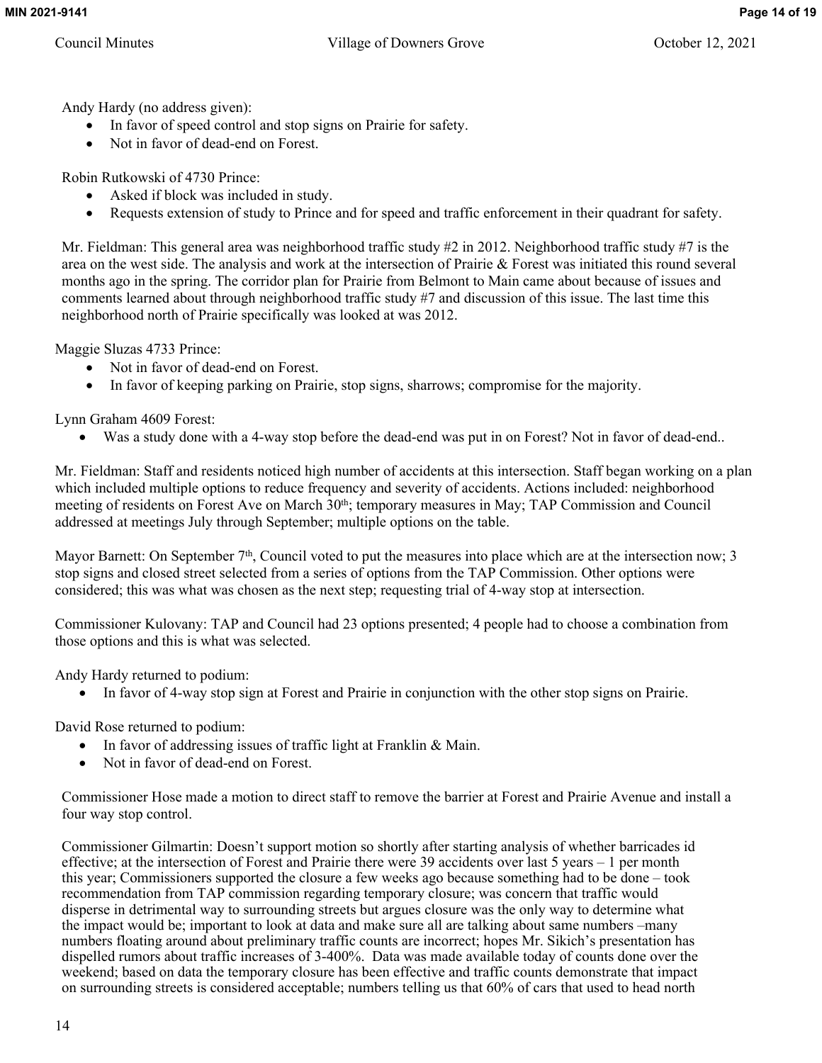Andy Hardy (no address given):

- In favor of speed control and stop signs on Prairie for safety.
- Not in favor of dead-end on Forest.

Robin Rutkowski of 4730 Prince:

- Asked if block was included in study.
- Requests extension of study to Prince and for speed and traffic enforcement in their quadrant for safety.

Mr. Fieldman: This general area was neighborhood traffic study #2 in 2012. Neighborhood traffic study #7 is the area on the west side. The analysis and work at the intersection of Prairie & Forest was initiated this round several months ago in the spring. The corridor plan for Prairie from Belmont to Main came about because of issues and comments learned about through neighborhood traffic study #7 and discussion of this issue. The last time this neighborhood north of Prairie specifically was looked at was 2012.

Maggie Sluzas 4733 Prince:

- Not in favor of dead-end on Forest.
- In favor of keeping parking on Prairie, stop signs, sharrows; compromise for the majority.

Lynn Graham 4609 Forest:

- Was a study done with a 4-way stop before the dead-end was put in on Forest? Not in favor of dead-end..

Mr. Fieldman: Staff and residents noticed high number of accidents at this intersection. Staff began working on a plan which included multiple options to reduce frequency and severity of accidents. Actions included: neighborhood meeting of residents on Forest Ave on March 30th; temporary measures in May; TAP Commission and Council addressed at meetings July through September; multiple options on the table.

Mayor Barnett: On September 7th, Council voted to put the measures into place which are at the intersection now; 3 stop signs and closed street selected from a series of options from the TAP Commission. Other options were considered; this was what was chosen as the next step; requesting trial of 4-way stop at intersection.

Commissioner Kulovany: TAP and Council had 23 options presented; 4 people had to choose a combination from those options and this is what was selected.

Andy Hardy returned to podium:

- In favor of 4-way stop sign at Forest and Prairie in conjunction with the other stop signs on Prairie.

David Rose returned to podium:

- In favor of addressing issues of traffic light at Franklin & Main.
- Not in favor of dead-end on Forest.

Commissioner Hose made a motion to direct staff to remove the barrier at Forest and Prairie Avenue and install a four way stop control.

Commissioner Gilmartin: Doesn't support motion so shortly after starting analysis of whether barricades id effective; at the intersection of Forest and Prairie there were 39 accidents over last 5 years – 1 per month this year; Commissioners supported the closure a few weeks ago because something had to be done – took recommendation from TAP commission regarding temporary closure; was concern that traffic would disperse in detrimental way to surrounding streets but argues closure was the only way to determine what the impact would be; important to look at data and make sure all are talking about same numbers –many numbers floating around about preliminary traffic counts are incorrect; hopes Mr. Sikich's presentation has dispelled rumors about traffic increases of 3-400%. Data was made available today of counts done over the weekend; based on data the temporary closure has been effective and traffic counts demonstrate that impact on surrounding streets is considered acceptable; numbers telling us that 60% of cars that used to head north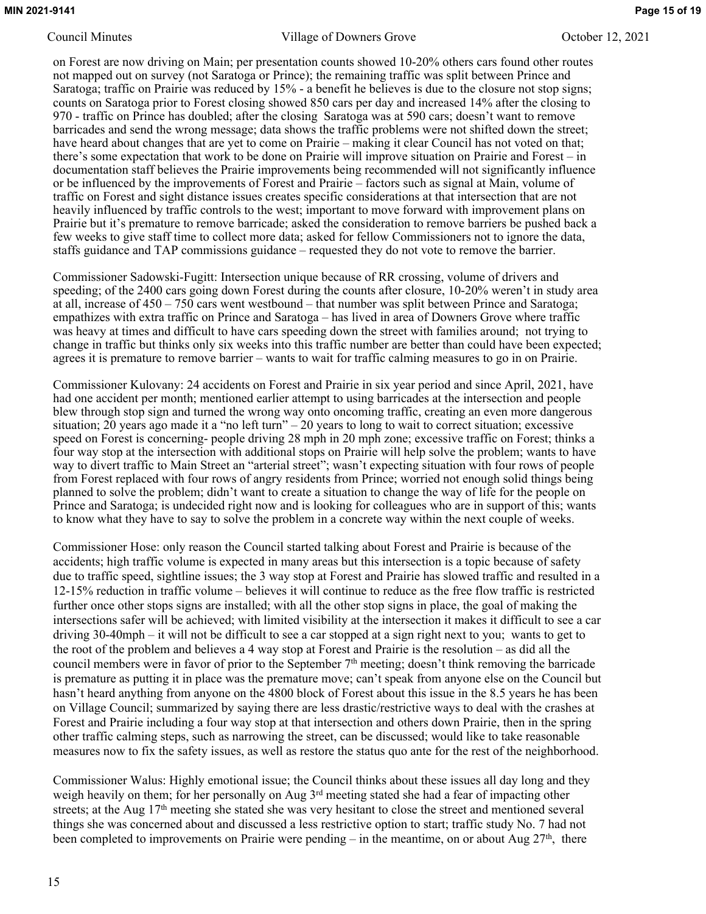on Forest are now driving on Main; per presentation counts showed 10-20% others cars found other routes not mapped out on survey (not Saratoga or Prince); the remaining traffic was split between Prince and Saratoga; traffic on Prairie was reduced by 15% - a benefit he believes is due to the closure not stop signs; counts on Saratoga prior to Forest closing showed 850 cars per day and increased 14% after the closing to 970 - traffic on Prince has doubled; after the closing Saratoga was at 590 cars; doesn't want to remove barricades and send the wrong message; data shows the traffic problems were not shifted down the street; have heard about changes that are yet to come on Prairie – making it clear Council has not voted on that; there's some expectation that work to be done on Prairie will improve situation on Prairie and Forest – in documentation staff believes the Prairie improvements being recommended will not significantly influence or be influenced by the improvements of Forest and Prairie – factors such as signal at Main, volume of traffic on Forest and sight distance issues creates specific considerations at that intersection that are not heavily influenced by traffic controls to the west; important to move forward with improvement plans on Prairie but it's premature to remove barricade; asked the consideration to remove barriers be pushed back a few weeks to give staff time to collect more data; asked for fellow Commissioners not to ignore the data, staffs guidance and TAP commissions guidance – requested they do not vote to remove the barrier.

Commissioner Sadowski-Fugitt: Intersection unique because of RR crossing, volume of drivers and speeding; of the 2400 cars going down Forest during the counts after closure, 10-20% weren't in study area at all, increase of 450 – 750 cars went westbound – that number was split between Prince and Saratoga; empathizes with extra traffic on Prince and Saratoga – has lived in area of Downers Grove where traffic was heavy at times and difficult to have cars speeding down the street with families around; not trying to change in traffic but thinks only six weeks into this traffic number are better than could have been expected; agrees it is premature to remove barrier – wants to wait for traffic calming measures to go in on Prairie.

Commissioner Kulovany: 24 accidents on Forest and Prairie in six year period and since April, 2021, have had one accident per month; mentioned earlier attempt to using barricades at the intersection and people blew through stop sign and turned the wrong way onto oncoming traffic, creating an even more dangerous situation; 20 years ago made it a "no left turn" – 20 years to long to wait to correct situation; excessive speed on Forest is concerning- people driving 28 mph in 20 mph zone; excessive traffic on Forest; thinks a four way stop at the intersection with additional stops on Prairie will help solve the problem; wants to have way to divert traffic to Main Street an "arterial street"; wasn't expecting situation with four rows of people from Forest replaced with four rows of angry residents from Prince; worried not enough solid things being planned to solve the problem; didn't want to create a situation to change the way of life for the people on Prince and Saratoga; is undecided right now and is looking for colleagues who are in support of this; wants to know what they have to say to solve the problem in a concrete way within the next couple of weeks.

Commissioner Hose: only reason the Council started talking about Forest and Prairie is because of the accidents; high traffic volume is expected in many areas but this intersection is a topic because of safety due to traffic speed, sightline issues; the 3 way stop at Forest and Prairie has slowed traffic and resulted in a 12-15% reduction in traffic volume – believes it will continue to reduce as the free flow traffic is restricted further once other stops signs are installed; with all the other stop signs in place, the goal of making the intersections safer will be achieved; with limited visibility at the intersection it makes it difficult to see a car driving 30-40mph – it will not be difficult to see a car stopped at a sign right next to you; wants to get to the root of the problem and believes a 4 way stop at Forest and Prairie is the resolution – as did all the council members were in favor of prior to the September 7th meeting; doesn't think removing the barricade is premature as putting it in place was the premature move; can't speak from anyone else on the Council but hasn't heard anything from anyone on the 4800 block of Forest about this issue in the 8.5 years he has been on Village Council; summarized by saying there are less drastic/restrictive ways to deal with the crashes at Forest and Prairie including a four way stop at that intersection and others down Prairie, then in the spring other traffic calming steps, such as narrowing the street, can be discussed; would like to take reasonable measures now to fix the safety issues, as well as restore the status quo ante for the rest of the neighborhood.

Commissioner Walus: Highly emotional issue; the Council thinks about these issues all day long and they weigh heavily on them; for her personally on Aug 3rd meeting stated she had a fear of impacting other streets; at the Aug 17th meeting she stated she was very hesitant to close the street and mentioned several things she was concerned about and discussed a less restrictive option to start; traffic study No. 7 had not been completed to improvements on Prairie were pending – in the meantime, on or about Aug 27th, there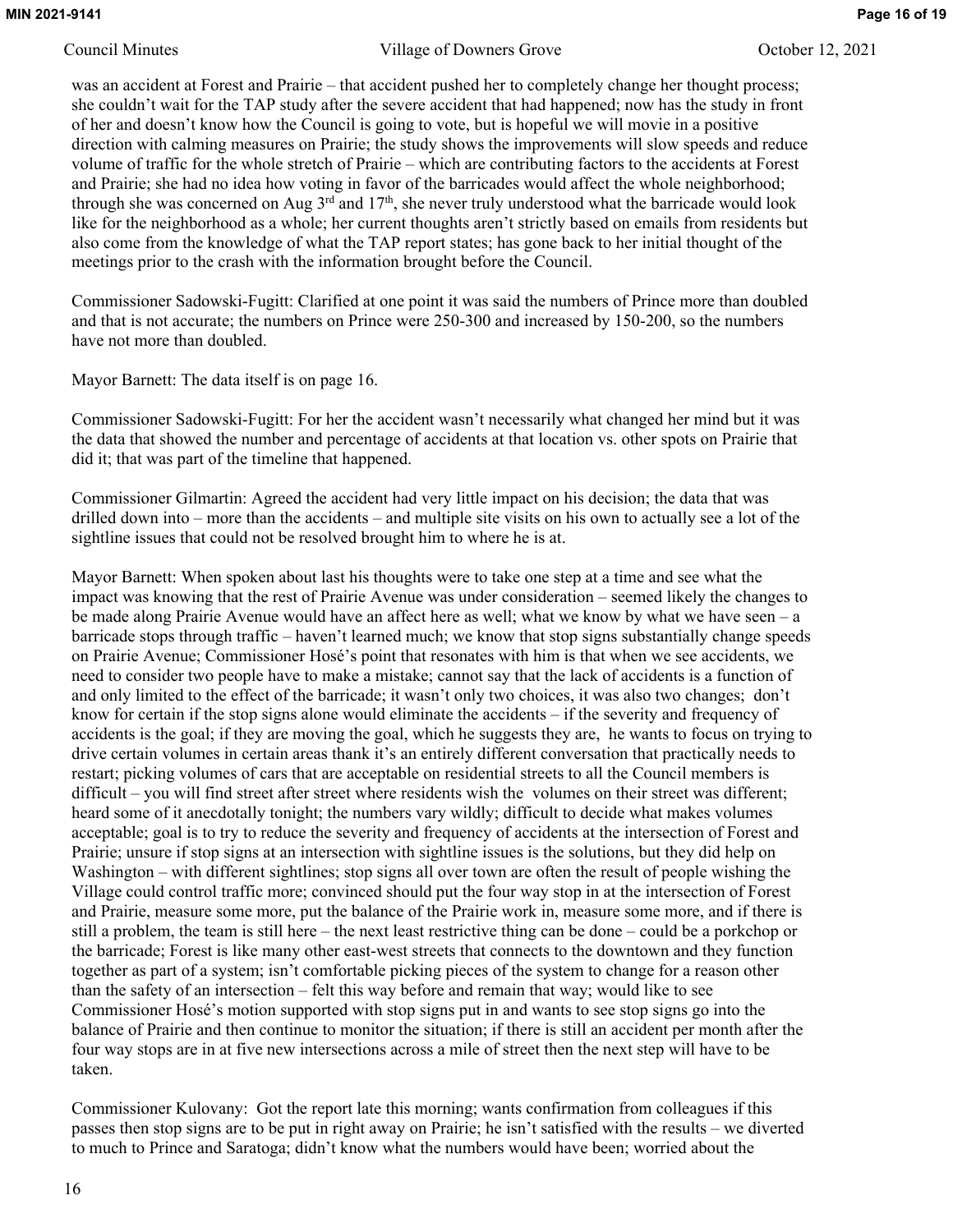was an accident at Forest and Prairie – that accident pushed her to completely change her thought process; she couldn't wait for the TAP study after the severe accident that had happened; now has the study in front of her and doesn't know how the Council is going to vote, but is hopeful we will movie in a positive direction with calming measures on Prairie; the study shows the improvements will slow speeds and reduce volume of traffic for the whole stretch of Prairie – which are contributing factors to the accidents at Forest and Prairie; she had no idea how voting in favor of the barricades would affect the whole neighborhood; through she was concerned on Aug 3rd and 17th, she never truly understood what the barricade would look like for the neighborhood as a whole; her current thoughts aren't strictly based on emails from residents but also come from the knowledge of what the TAP report states; has gone back to her initial thought of the meetings prior to the crash with the information brought before the Council.

Commissioner Sadowski-Fugitt: Clarified at one point it was said the numbers of Prince more than doubled and that is not accurate; the numbers on Prince were 250-300 and increased by 150-200, so the numbers have not more than doubled.

Mayor Barnett: The data itself is on page 16.

Commissioner Sadowski-Fugitt: For her the accident wasn't necessarily what changed her mind but it was the data that showed the number and percentage of accidents at that location vs. other spots on Prairie that did it; that was part of the timeline that happened.

Commissioner Gilmartin: Agreed the accident had very little impact on his decision; the data that was drilled down into – more than the accidents – and multiple site visits on his own to actually see a lot of the sightline issues that could not be resolved brought him to where he is at.

Mayor Barnett: When spoken about last his thoughts were to take one step at a time and see what the impact was knowing that the rest of Prairie Avenue was under consideration – seemed likely the changes to be made along Prairie Avenue would have an affect here as well; what we know by what we have seen – a barricade stops through traffic – haven't learned much; we know that stop signs substantially change speeds on Prairie Avenue; Commissioner Hosé's point that resonates with him is that when we see accidents, we need to consider two people have to make a mistake; cannot say that the lack of accidents is a function of and only limited to the effect of the barricade; it wasn't only two choices, it was also two changes; don't know for certain if the stop signs alone would eliminate the accidents – if the severity and frequency of accidents is the goal; if they are moving the goal, which he suggests they are, he wants to focus on trying to drive certain volumes in certain areas thank it's an entirely different conversation that practically needs to restart; picking volumes of cars that are acceptable on residential streets to all the Council members is difficult – you will find street after street where residents wish the volumes on their street was different; heard some of it anecdotally tonight; the numbers vary wildly; difficult to decide what makes volumes acceptable; goal is to try to reduce the severity and frequency of accidents at the intersection of Forest and Prairie; unsure if stop signs at an intersection with sightline issues is the solutions, but they did help on Washington – with different sightlines; stop signs all over town are often the result of people wishing the Village could control traffic more; convinced should put the four way stop in at the intersection of Forest and Prairie, measure some more, put the balance of the Prairie work in, measure some more, and if there is still a problem, the team is still here – the next least restrictive thing can be done – could be a porkchop or the barricade; Forest is like many other east-west streets that connects to the downtown and they function together as part of a system; isn't comfortable picking pieces of the system to change for a reason other than the safety of an intersection – felt this way before and remain that way; would like to see Commissioner Hosé's motion supported with stop signs put in and wants to see stop signs go into the balance of Prairie and then continue to monitor the situation; if there is still an accident per month after the four way stops are in at five new intersections across a mile of street then the next step will have to be taken.

Commissioner Kulovany: Got the report late this morning; wants confirmation from colleagues if this passes then stop signs are to be put in right away on Prairie; he isn't satisfied with the results – we diverted to much to Prince and Saratoga; didn't know what the numbers would have been; worried about the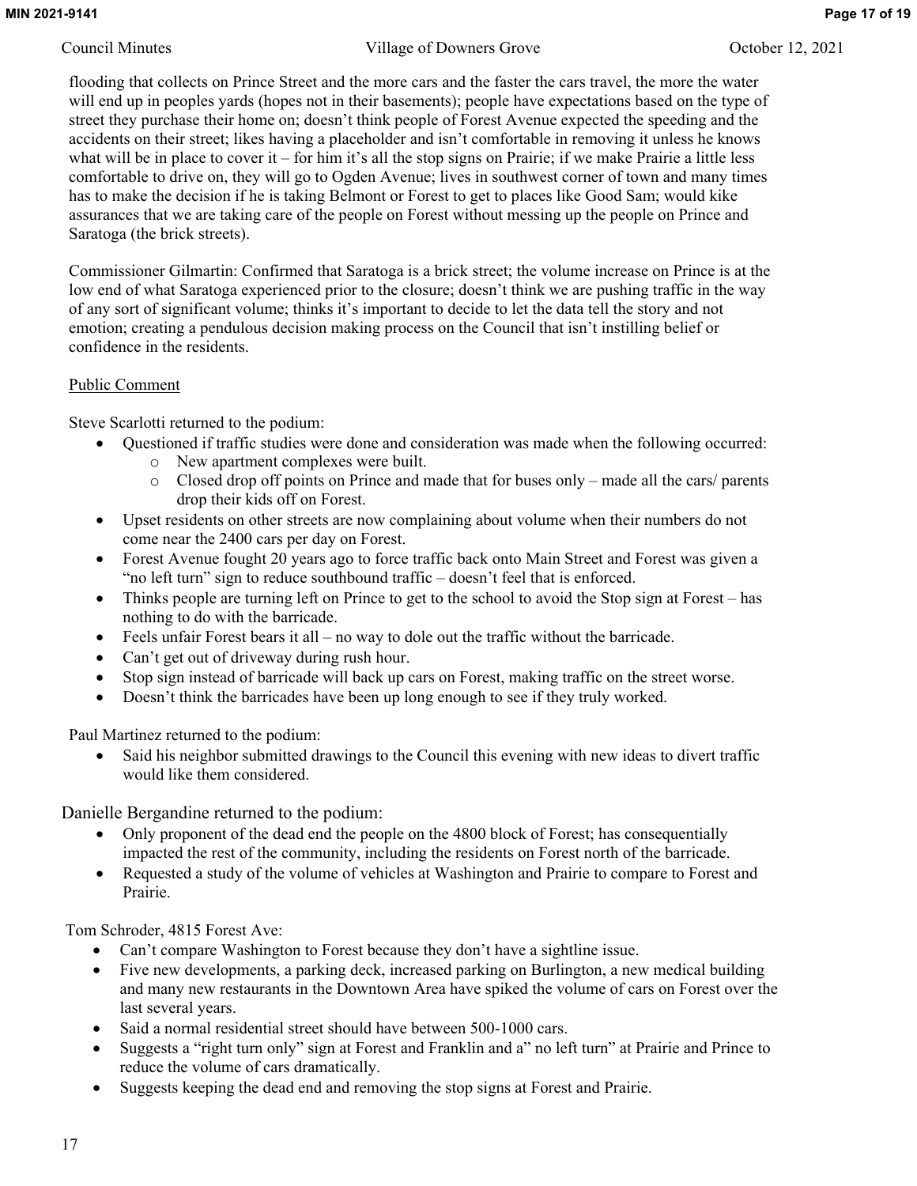flooding that collects on Prince Street and the more cars and the faster the cars travel, the more the water will end up in peoples yards (hopes not in their basements); people have expectations based on the type of street they purchase their home on; doesn't think people of Forest Avenue expected the speeding and the accidents on their street; likes having a placeholder and isn't comfortable in removing it unless he knows what will be in place to cover it – for him it's all the stop signs on Prairie; if we make Prairie a little less comfortable to drive on, they will go to Ogden Avenue; lives in southwest corner of town and many times has to make the decision if he is taking Belmont or Forest to get to places like Good Sam; would kike assurances that we are taking care of the people on Forest without messing up the people on Prince and Saratoga (the brick streets).

Commissioner Gilmartin: Confirmed that Saratoga is a brick street; the volume increase on Prince is at the low end of what Saratoga experienced prior to the closure; doesn't think we are pushing traffic in the way of any sort of significant volume; thinks it's important to decide to let the data tell the story and not emotion; creating a pendulous decision making process on the Council that isn't instilling belief or confidence in the residents.

<u>Public Comment</u>

Steve Scarlotti returned to the podium:

- Questioned if traffic studies were done and consideration was made when the following occurred:
  - New apartment complexes were built.
  - Closed drop off points on Prince and made that for buses only – made all the cars/ parents drop their kids off on Forest.
- Upset residents on other streets are now complaining about volume when their numbers do not come near the 2400 cars per day on Forest.
- Forest Avenue fought 20 years ago to force traffic back onto Main Street and Forest was given a "no left turn" sign to reduce southbound traffic – doesn't feel that is enforced.
- Thinks people are turning left on Prince to get to the school to avoid the Stop sign at Forest – has nothing to do with the barricade.
- Feels unfair Forest bears it all – no way to dole out the traffic without the barricade.
- Can't get out of driveway during rush hour.
- Stop sign instead of barricade will back up cars on Forest, making traffic on the street worse.
- Doesn't think the barricades have been up long enough to see if they truly worked.

Paul Martinez returned to the podium:

- Said his neighbor submitted drawings to the Council this evening with new ideas to divert traffic would like them considered.

Danielle Bergandine returned to the podium:

- Only proponent of the dead end the people on the 4800 block of Forest; has consequentially impacted the rest of the community, including the residents on Forest north of the barricade.
- Requested a study of the volume of vehicles at Washington and Prairie to compare to Forest and Prairie.

Tom Schroder, 4815 Forest Ave:

- Can't compare Washington to Forest because they don't have a sightline issue.
- Five new developments, a parking deck, increased parking on Burlington, a new medical building and many new restaurants in the Downtown Area have spiked the volume of cars on Forest over the last several years.
- Said a normal residential street should have between 500-1000 cars.
- Suggests a "right turn only" sign at Forest and Franklin and a" no left turn" at Prairie and Prince to reduce the volume of cars dramatically.
- Suggests keeping the dead end and removing the stop signs at Forest and Prairie.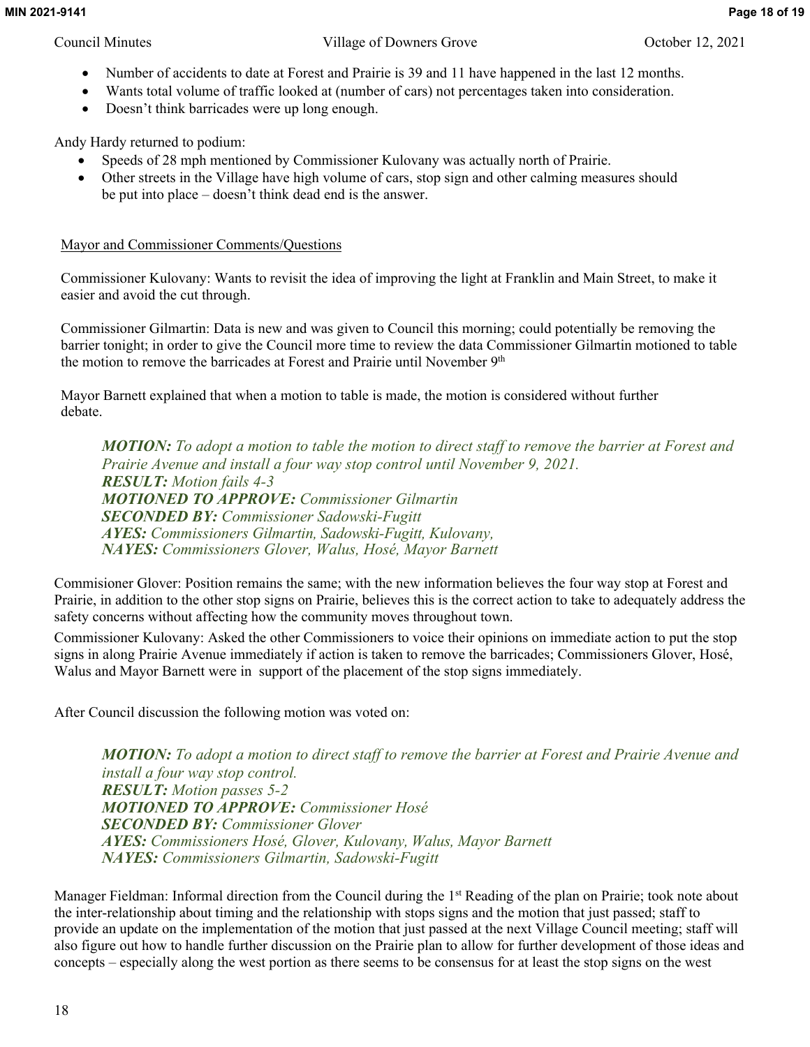- Number of accidents to date at Forest and Prairie is 39 and 11 have happened in the last 12 months.
- Wants total volume of traffic looked at (number of cars) not percentages taken into consideration.
- Doesn't think barricades were up long enough.

Andy Hardy returned to podium:

- Speeds of 28 mph mentioned by Commissioner Kulovany was actually north of Prairie.
- Other streets in the Village have high volume of cars, stop sign and other calming measures should be put into place – doesn't think dead end is the answer.

Mayor and Commissioner Comments/Questions

Commissioner Kulovany: Wants to revisit the idea of improving the light at Franklin and Main Street, to make it easier and avoid the cut through.

Commissioner Gilmartin: Data is new and was given to Council this morning; could potentially be removing the barrier tonight; in order to give the Council more time to review the data Commissioner Gilmartin motioned to table the motion to remove the barricades at Forest and Prairie until November 9th

Mayor Barnett explained that when a motion to table is made, the motion is considered without further debate.

> ***MOTION:*** *To adopt a motion to table the motion to direct staff to remove the barrier at Forest and Prairie Avenue and install a four way stop control until November 9, 2021.*
> ***RESULT:*** *Motion fails 4-3*
> ***MOTIONED TO APPROVE:*** *Commissioner Gilmartin*
> ***SECONDED BY:*** *Commissioner Sadowski-Fugitt*
> ***AYES:*** *Commissioners Gilmartin, Sadowski-Fugitt, Kulovany,*
> ***NAYES:*** *Commissioners Glover, Walus, Hosé, Mayor Barnett*

Commisioner Glover: Position remains the same; with the new information believes the four way stop at Forest and Prairie, in addition to the other stop signs on Prairie, believes this is the correct action to take to adequately address the safety concerns without affecting how the community moves throughout town.

Commissioner Kulovany: Asked the other Commissioners to voice their opinions on immediate action to put the stop signs in along Prairie Avenue immediately if action is taken to remove the barricades; Commissioners Glover, Hosé, Walus and Mayor Barnett were in support of the placement of the stop signs immediately.

After Council discussion the following motion was voted on:

> ***MOTION:*** *To adopt a motion to direct staff to remove the barrier at Forest and Prairie Avenue and install a four way stop control.*
> ***RESULT:*** *Motion passes 5-2*
> ***MOTIONED TO APPROVE:*** *Commissioner Hosé*
> ***SECONDED BY:*** *Commissioner Glover*
> ***AYES:*** *Commissioners Hosé, Glover, Kulovany, Walus, Mayor Barnett*
> ***NAYES:*** *Commissioners Gilmartin, Sadowski-Fugitt*

Manager Fieldman: Informal direction from the Council during the 1st Reading of the plan on Prairie; took note about the inter-relationship about timing and the relationship with stops signs and the motion that just passed; staff to provide an update on the implementation of the motion that just passed at the next Village Council meeting; staff will also figure out how to handle further discussion on the Prairie plan to allow for further development of those ideas and concepts – especially along the west portion as there seems to be consensus for at least the stop signs on the west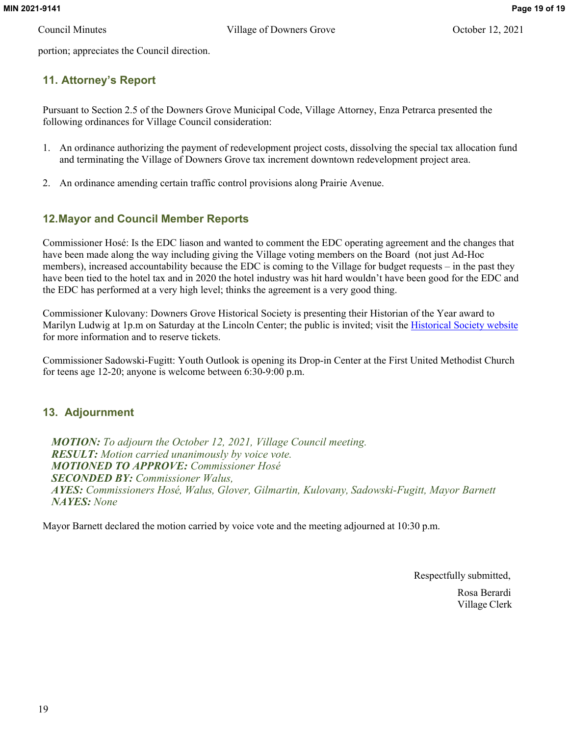portion; appreciates the Council direction.

## 11. Attorney's Report

Pursuant to Section 2.5 of the Downers Grove Municipal Code, Village Attorney, Enza Petrarca presented the following ordinances for Village Council consideration:

1. An ordinance authorizing the payment of redevelopment project costs, dissolving the special tax allocation fund and terminating the Village of Downers Grove tax increment downtown redevelopment project area.

2. An ordinance amending certain traffic control provisions along Prairie Avenue.

## 12.Mayor and Council Member Reports

Commissioner Hosé: Is the EDC liason and wanted to comment the EDC operating agreement and the changes that have been made along the way including giving the Village voting members on the Board (not just Ad-Hoc members), increased accountability because the EDC is coming to the Village for budget requests – in the past they have been tied to the hotel tax and in 2020 the hotel industry was hit hard wouldn't have been good for the EDC and the EDC has performed at a very high level; thinks the agreement is a very good thing.

Commissioner Kulovany: Downers Grove Historical Society is presenting their Historian of the Year award to Marilyn Ludwig at 1p.m on Saturday at the Lincoln Center; the public is invited; visit the Historical Society website for more information and to reserve tickets.

Commissioner Sadowski-Fugitt: Youth Outlook is opening its Drop-in Center at the First United Methodist Church for teens age 12-20; anyone is welcome between 6:30-9:00 p.m.

## 13. Adjournment

***MOTION:*** *To adjourn the October 12, 2021, Village Council meeting.*
***RESULT:*** *Motion carried unanimously by voice vote.*
***MOTIONED TO APPROVE:*** *Commissioner Hosé*
***SECONDED BY:*** *Commissioner Walus,*
***AYES:*** *Commissioners Hosé, Walus, Glover, Gilmartin, Kulovany, Sadowski-Fugitt, Mayor Barnett*
***NAYES:*** *None*

Mayor Barnett declared the motion carried by voice vote and the meeting adjourned at 10:30 p.m.

Respectfully submitted,

Rosa Berardi
Village Clerk